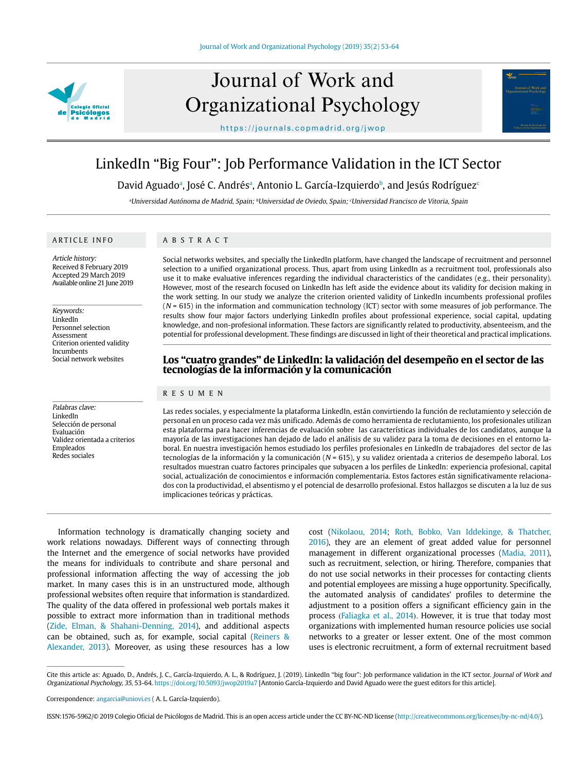# LinkedIn "Big Four": Job Performance Validation in the ICT Sector

David Aguado[a], José C. Andrés[a], Antonio L. García-Izquierdo[b], and Jesús Rodríguez[c]

[a]Universidad Autónoma de Madrid, Spain; [b]Universidad de Oviedo, Spain; [c]Universidad Francisco de Vitoria, Spain

## ARTICLE INFO

*Article history:*
Received 8 February 2019
Accepted 29 March 2019
Available online 21 June 2019

*Keywords:*
LinkedIn
Personnel selection
Assessment
Criterion oriented validity
Incumbents
Social network websites

*Palabras clave:*
LinkedIn
Selección de personal
Evaluación
Validez orientada a criterios
Empleados
Redes sociales

## ABSTRACT

Social networks websites, and specially the LinkedIn platform, have changed the landscape of recruitment and personnel selection to a unified organizational process. Thus, apart from using LinkedIn as a recruitment tool, professionals also use it to make evaluative inferences regarding the individual characteristics of the candidates (e.g., their personality). However, most of the research focused on LinkedIn has left aside the evidence about its validity for decision making in the work setting. In our study we analyze the criterion oriented validity of LinkedIn incumbents professional profiles (*N* = 615) in the information and communication technology (ICT) sector with some measures of job performance. The results show four major factors underlying LinkedIn profiles about professional experience, social capital, updating knowledge, and non-profesional information. These factors are significantly related to productivity, absenteeism, and the potential for professional development. These findings are discussed in light of their theoretical and practical implications.

## Los "cuatro grandes" de LinkedIn: la validación del desempeño en el sector de las tecnologías de la información y la comunicación

## RESUMEN

Las redes sociales, y especialmente la plataforma LinkedIn, están convirtiendo la función de reclutamiento y selección de personal en un proceso cada vez más unificado. Además de como herramienta de reclutamiento, los profesionales utilizan esta plataforma para hacer inferencias de evaluación sobre las características individuales de los candidatos, aunque la mayoría de las investigaciones han dejado de lado el análisis de su validez para la toma de decisiones en el entorno laboral. En nuestra investigación hemos estudiado los perfiles profesionales en LinkedIn de trabajadores del sector de las tecnologías de la información y la comunicación (*N* = 615), y su validez orientada a criterios de desempeño laboral. Los resultados muestran cuatro factores principales que subyacen a los perfiles de LinkedIn: experiencia profesional, capital social, actualización de conocimientos e información complementaria. Estos factores están significativamente relacionados con la productividad, el absentismo y el potencial de desarrollo profesional. Estos hallazgos se discuten a la luz de sus implicaciones teóricas y prácticas.

Information technology is dramatically changing society and work relations nowadays. Different ways of connecting through the Internet and the emergence of social networks have provided the means for individuals to contribute and share personal and professional information affecting the way of accessing the job market. In many cases this is in an unstructured mode, although professional websites often require that information is standardized. The quality of the data offered in professional web portals makes it possible to extract more information than in traditional methods (Zide, Elman, & Shahani-Denning, 2014), and additional aspects can be obtained, such as, for example, social capital (Reiners & Alexander, 2013). Moreover, as using these resources has a low cost (Nikolaou, 2014; Roth, Bobko, Van Iddekinge, & Thatcher, 2016), they are an element of great added value for personnel management in different organizational processes (Madia, 2011), such as recruitment, selection, or hiring. Therefore, companies that do not use social networks in their processes for contacting clients and potential employees are missing a huge opportunity. Specifically, the automated analysis of candidates' profiles to determine the adjustment to a position offers a significant efficiency gain in the process (Faliagka et al., 2014). However, it is true that today most organizations with implemented human resource policies use social networks to a greater or lesser extent. One of the most common uses is electronic recruitment, a form of external recruitment based

Cite this article as: Aguado, D., Andrés, J. C., García-Izquierdo, A. L., & Rodríguez, J. (2019). LinkedIn "big four": Job performance validation in the ICT sector. *Journal of Work and Organizational Psychology, 35*, 53-64. https://doi.org/10.5093/jwop2019a7 [Antonio García-Izquierdo and David Aguado were the guest editors for this article].

Correspondence: angarcia@uniovi.es ( A. L. García-Izquierdo).

ISSN:1576-5962/© 2019 Colegio Oficial de Psicólogos de Madrid. This is an open access article under the CC BY-NC-ND license (http://creativecommons.org/licenses/by-nc-nd/4.0/).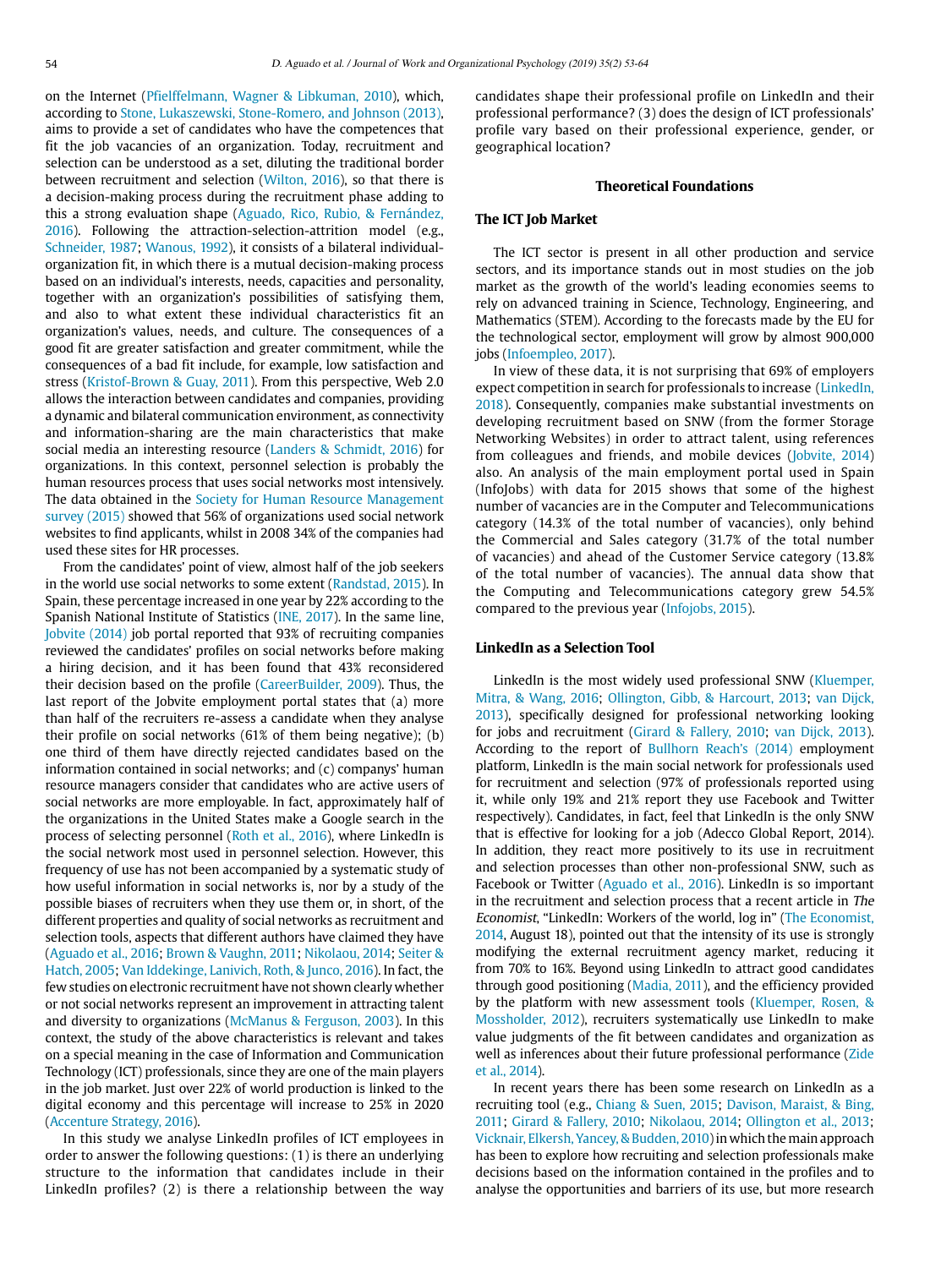on the Internet (Pfielffelmann, Wagner & Libkuman, 2010), which, according to Stone, Lukaszewski, Stone-Romero, and Johnson (2013), aims to provide a set of candidates who have the competences that fit the job vacancies of an organization. Today, recruitment and selection can be understood as a set, diluting the traditional border between recruitment and selection (Wilton, 2016), so that there is a decision-making process during the recruitment phase adding to this a strong evaluation shape (Aguado, Rico, Rubio, & Fernández, 2016). Following the attraction-selection-attrition model (e.g., Schneider, 1987; Wanous, 1992), it consists of a bilateral individual-organization fit, in which there is a mutual decision-making process based on an individual's interests, needs, capacities and personality, together with an organization's possibilities of satisfying them, and also to what extent these individual characteristics fit an organization's values, needs, and culture. The consequences of a good fit are greater satisfaction and greater commitment, while the consequences of a bad fit include, for example, low satisfaction and stress (Kristof-Brown & Guay, 2011). From this perspective, Web 2.0 allows the interaction between candidates and companies, providing a dynamic and bilateral communication environment, as connectivity and information-sharing are the main characteristics that make social media an interesting resource (Landers & Schmidt, 2016) for organizations. In this context, personnel selection is probably the human resources process that uses social networks most intensively. The data obtained in the Society for Human Resource Management survey (2015) showed that 56% of organizations used social network websites to find applicants, whilst in 2008 34% of the companies had used these sites for HR processes.

From the candidates' point of view, almost half of the job seekers in the world use social networks to some extent (Randstad, 2015). In Spain, these percentage increased in one year by 22% according to the Spanish National Institute of Statistics (INE, 2017). In the same line, Jobvite (2014) job portal reported that 93% of recruiting companies reviewed the candidates' profiles on social networks before making a hiring decision, and it has been found that 43% reconsidered their decision based on the profile (CareerBuilder, 2009). Thus, the last report of the Jobvite employment portal states that (a) more than half of the recruiters re-assess a candidate when they analyse their profile on social networks (61% of them being negative); (b) one third of them have directly rejected candidates based on the information contained in social networks; and (c) companys' human resource managers consider that candidates who are active users of social networks are more employable. In fact, approximately half of the organizations in the United States make a Google search in the process of selecting personnel (Roth et al., 2016), where LinkedIn is the social network most used in personnel selection. However, this frequency of use has not been accompanied by a systematic study of how useful information in social networks is, nor by a study of the possible biases of recruiters when they use them or, in short, of the different properties and quality of social networks as recruitment and selection tools, aspects that different authors have claimed they have (Aguado et al., 2016; Brown & Vaughn, 2011; Nikolaou, 2014; Seiter & Hatch, 2005; Van Iddekinge, Lanivich, Roth, & Junco, 2016). In fact, the few studies on electronic recruitment have not shown clearly whether or not social networks represent an improvement in attracting talent and diversity to organizations (McManus & Ferguson, 2003). In this context, the study of the above characteristics is relevant and takes on a special meaning in the case of Information and Communication Technology (ICT) professionals, since they are one of the main players in the job market. Just over 22% of world production is linked to the digital economy and this percentage will increase to 25% in 2020 (Accenture Strategy, 2016).

In this study we analyse LinkedIn profiles of ICT employees in order to answer the following questions: (1) is there an underlying structure to the information that candidates include in their LinkedIn profiles? (2) is there a relationship between the way candidates shape their professional profile on LinkedIn and their professional performance? (3) does the design of ICT professionals' profile vary based on their professional experience, gender, or geographical location?

## Theoretical Foundations

### The ICT Job Market

The ICT sector is present in all other production and service sectors, and its importance stands out in most studies on the job market as the growth of the world's leading economies seems to rely on advanced training in Science, Technology, Engineering, and Mathematics (STEM). According to the forecasts made by the EU for the technological sector, employment will grow by almost 900,000 jobs (Infoempleo, 2017).

In view of these data, it is not surprising that 69% of employers expect competition in search for professionals to increase (LinkedIn, 2018). Consequently, companies make substantial investments on developing recruitment based on SNW (from the former Storage Networking Websites) in order to attract talent, using references from colleagues and friends, and mobile devices (Jobvite, 2014) also. An analysis of the main employment portal used in Spain (InfoJobs) with data for 2015 shows that some of the highest number of vacancies are in the Computer and Telecommunications category (14.3% of the total number of vacancies), only behind the Commercial and Sales category (31.7% of the total number of vacancies) and ahead of the Customer Service category (13.8% of the total number of vacancies). The annual data show that the Computing and Telecommunications category grew 54.5% compared to the previous year (Infojobs, 2015).

### LinkedIn as a Selection Tool

LinkedIn is the most widely used professional SNW (Kluemper, Mitra, & Wang, 2016; Ollington, Gibb, & Harcourt, 2013; van Dijck, 2013), specifically designed for professional networking looking for jobs and recruitment (Girard & Fallery, 2010; van Dijck, 2013). According to the report of Bullhorn Reach's (2014) employment platform, LinkedIn is the main social network for professionals used for recruitment and selection (97% of professionals reported using it, while only 19% and 21% report they use Facebook and Twitter respectively). Candidates, in fact, feel that LinkedIn is the only SNW that is effective for looking for a job (Adecco Global Report, 2014). In addition, they react more positively to its use in recruitment and selection processes than other non-professional SNW, such as Facebook or Twitter (Aguado et al., 2016). LinkedIn is so important in the recruitment and selection process that a recent article in *The Economist*, "LinkedIn: Workers of the world, log in" (The Economist, 2014, August 18), pointed out that the intensity of its use is strongly modifying the external recruitment agency market, reducing it from 70% to 16%. Beyond using LinkedIn to attract good candidates through good positioning (Madia, 2011), and the efficiency provided by the platform with new assessment tools (Kluemper, Rosen, & Mossholder, 2012), recruiters systematically use LinkedIn to make value judgments of the fit between candidates and organization as well as inferences about their future professional performance (Zide et al., 2014).

In recent years there has been some research on LinkedIn as a recruiting tool (e.g., Chiang & Suen, 2015; Davison, Maraist, & Bing, 2011; Girard & Fallery, 2010; Nikolaou, 2014; Ollington et al., 2013; Vicknair, Elkersh, Yancey, & Budden, 2010) in which the main approach has been to explore how recruiting and selection professionals make decisions based on the information contained in the profiles and to analyse the opportunities and barriers of its use, but more research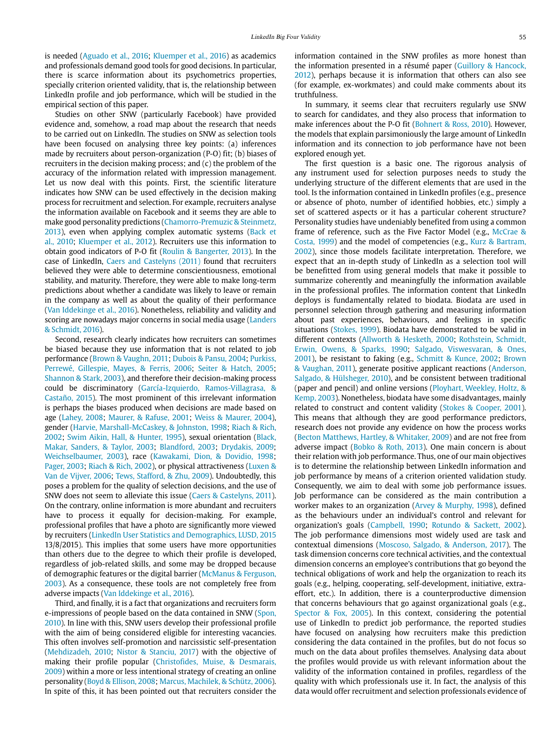is needed (Aguado et al., 2016; Kluemper et al., 2016) as academics and professionals demand good tools for good decisions. In particular, there is scarce information about its psychometrics properties, specially criterion oriented validity, that is, the relationship between LinkedIn profile and job performance, which will be studied in the empirical section of this paper.

Studies on other SNW (particularly Facebook) have provided evidence and, somehow, a road map about the research that needs to be carried out on LinkedIn. The studies on SNW as selection tools have been focused on analysing three key points: (a) inferences made by recruiters about person-organization (P-O) fit; (b) biases of recruiters in the decision making process; and (c) the problem of the accuracy of the information related with impression management. Let us now deal with this points. First, the scientific literature indicates how SNW can be used effectively in the decision making process for recruitment and selection. For example, recruiters analyse the information available on Facebook and it seems they are able to make good personality predictions (Chamorro-Premuzic & Steinmetz, 2013), even when applying complex automatic systems (Back et al., 2010; Kluemper et al., 2012). Recruiters use this information to obtain good indicators of P-O fit (Roulin & Bangerter, 2013). In the case of LinkedIn, Caers and Castelyns (2011) found that recruiters believed they were able to determine conscientiousness, emotional stability, and maturity. Therefore, they were able to make long-term predictions about whether a candidate was likely to leave or remain in the company as well as about the quality of their performance (Van Iddekinge et al., 2016). Nonetheless, reliability and validity and scoring are nowadays major concerns in social media usage (Landers & Schmidt, 2016).

Second, research clearly indicates how recruiters can sometimes be biased because they use information that is not related to job performance (Brown & Vaughn, 2011; Dubois & Pansu, 2004; Purkiss, Perrewé, Gillespie, Mayes, & Ferris, 2006; Seiter & Hatch, 2005; Shannon & Stark, 2003), and therefore their decision-making process could be discriminatory (García-Izquierdo, Ramos-Villagrasa, & Castaño, 2015). The most prominent of this irrelevant information is perhaps the biases produced when decisions are made based on age (Lahey, 2008; Maurer, & Rafuse, 2001; Weiss & Maurer, 2004), gender (Harvie, Marshall-McCaskey, & Johnston, 1998; Riach & Rich, 2002; Swim Aikin, Hall, & Hunter, 1995), sexual orientation (Black, Makar, Sanders, & Taylor, 2003; Blandford, 2003; Drydakis, 2009; Weichselbaumer, 2003), race (Kawakami, Dion, & Dovidio, 1998; Pager, 2003; Riach & Rich, 2002), or physical attractiveness (Luxen & Van de Vijver, 2006; Tews, Stafford, & Zhu, 2009). Undoubtedly, this poses a problem for the quality of selection decisions, and the use of SNW does not seem to alleviate this issue (Caers & Castelyns, 2011). On the contrary, online information is more abundant and recruiters have to process it equally for decision-making. For example, professional profiles that have a photo are significantly more viewed by recruiters (LinkedIn User Statistics and Demographics, LUSD, 2015 13/8/2015). This implies that some users have more opportunities than others due to the degree to which their profile is developed, regardless of job-related skills, and some may be dropped because of demographic features or the digital barrier (McManus & Ferguson, 2003). As a consequence, these tools are not completely free from adverse impacts (Van Iddekinge et al., 2016).

Third, and finally, it is a fact that organizations and recruiters form e-impressions of people based on the data contained in SNW (Spon, 2010). In line with this, SNW users develop their professional profile with the aim of being considered eligible for interesting vacancies. This often involves self-promotion and narcissistic self-presentation (Mehdizadeh, 2010; Nistor & Stanciu, 2017) with the objective of making their profile popular (Christofides, Muise, & Desmarais, 2009) within a more or less intentional strategy of creating an online personality (Boyd & Ellison, 2008; Marcus, Machilek, & Schütz, 2006). In spite of this, it has been pointed out that recruiters consider the information contained in the SNW profiles as more honest than the information presented in a résumé paper (Guillory & Hancock, 2012), perhaps because it is information that others can also see (for example, ex-workmates) and could make comments about its truthfulness.

In summary, it seems clear that recruiters regularly use SNW to search for candidates, and they also process that information to make inferences about the P-O fit (Bohnert & Ross, 2010). However, the models that explain parsimoniously the large amount of LinkedIn information and its connection to job performance have not been explored enough yet.

The first question is a basic one. The rigorous analysis of any instrument used for selection purposes needs to study the underlying structure of the different elements that are used in the tool. Is the information contained in LinkedIn profiles (e.g., presence or absence of photo, number of identified hobbies, etc.) simply a set of scattered aspects or it has a particular coherent structure? Personality studies have undeniably benefited from using a common frame of reference, such as the Five Factor Model (e.g., McCrae & Costa, 1999) and the model of competencies (e.g., Kurz & Bartram, 2002), since those models facilitate interpretation. Therefore, we expect that an in-depth study of LinkedIn as a selection tool will be benefitted from using general models that make it possible to summarize coherently and meaningfully the information available in the professional profiles. The information content that LinkedIn deploys is fundamentally related to biodata. Biodata are used in personnel selection through gathering and measuring information about past experiences, behaviours, and feelings in specific situations (Stokes, 1999). Biodata have demonstrated to be valid in different contexts (Allworth & Hesketh, 2000; Rothstein, Schmidt, Erwin, Owens, & Sparks, 1990; Salgado, Viswesvaran, & Ones, 2001), be resistant to faking (e.g., Schmitt & Kunce, 2002; Brown & Vaughan, 2011), generate positive applicant reactions (Anderson, Salgado, & Hülsheger, 2010), and be consistent between traditional (paper and pencil) and online versions (Ployhart, Weekley, Holtz, & Kemp, 2003). Nonetheless, biodata have some disadvantages, mainly related to construct and content validity (Stokes & Cooper, 2001). This means that although they are good performance predictors, research does not provide any evidence on how the process works (Becton Matthews, Hartley, & Whitaker, 2009) and are not free from adverse impact (Bobko & Roth, 2013). One main concern is about their relation with job performance. Thus, one of our main objectives is to determine the relationship between LinkedIn information and job performance by means of a criterion oriented validation study. Consequently, we aim to deal with some job performance issues. Job performance can be considered as the main contribution a worker makes to an organization (Arvey & Murphy, 1998), defined as the behaviours under an individual's control and relevant for organization's goals (Campbell, 1990; Rotundo & Sackett, 2002). The job performance dimensions most widely used are task and contextual dimensions (Moscoso, Salgado, & Anderson, 2017). The task dimension concerns core technical activities, and the contextual dimension concerns an employee's contributions that go beyond the technical obligations of work and help the organization to reach its goals (e.g., helping, cooperating, self-development, initiative, extra-effort, etc.). In addition, there is a counterproductive dimension that concerns behaviours that go against organizational goals (e.g., Spector & Fox, 2005). In this context, considering the potential use of LinkedIn to predict job performance, the reported studies have focused on analysing how recruiters make this prediction considering the data contained in the profiles, but do not focus so much on the data about profiles themselves. Analysing data about the profiles would provide us with relevant information about the validity of the information contained in profiles, regardless of the quality with which professionals use it. In fact, the analysis of this data would offer recruitment and selection professionals evidence of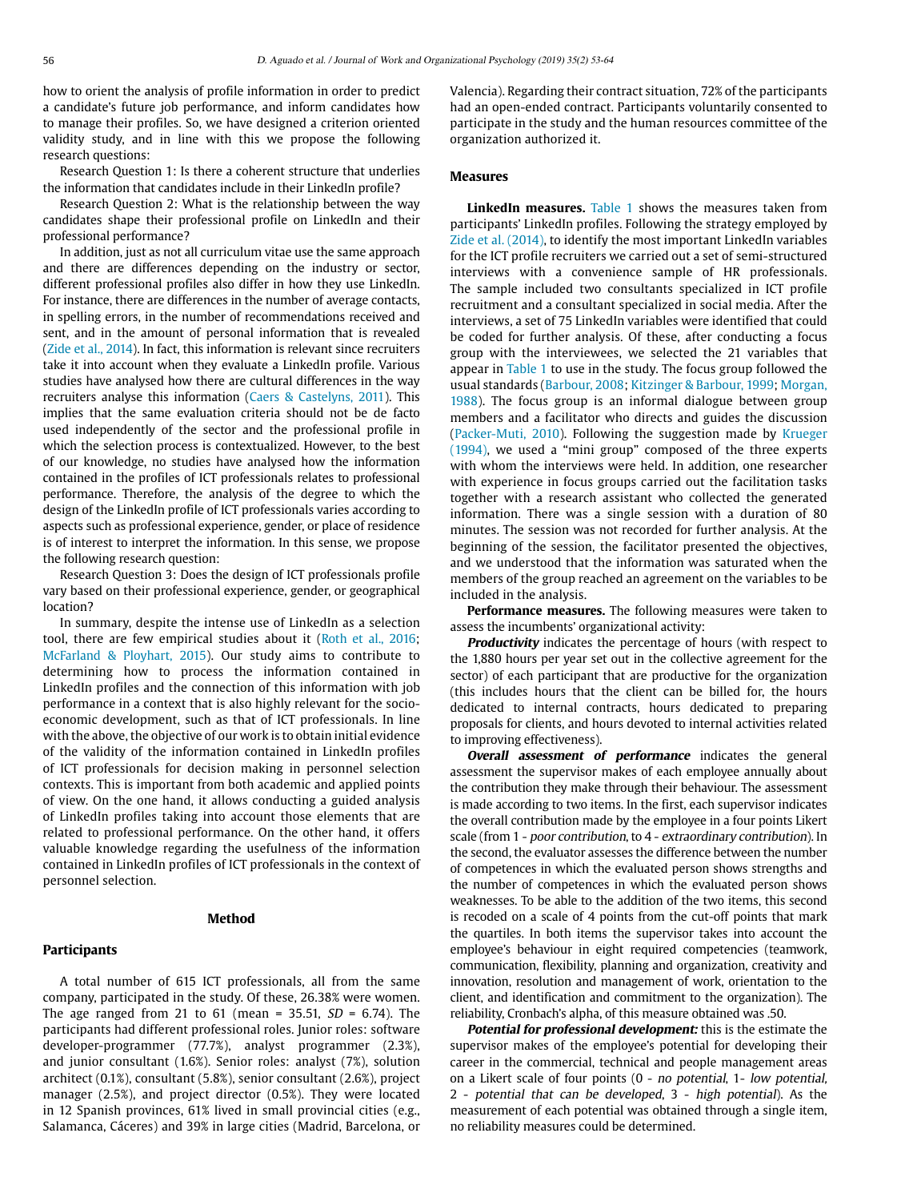how to orient the analysis of profile information in order to predict a candidate's future job performance, and inform candidates how to manage their profiles. So, we have designed a criterion oriented validity study, and in line with this we propose the following research questions:

Research Question 1: Is there a coherent structure that underlies the information that candidates include in their LinkedIn profile?

Research Question 2: What is the relationship between the way candidates shape their professional profile on LinkedIn and their professional performance?

In addition, just as not all curriculum vitae use the same approach and there are differences depending on the industry or sector, different professional profiles also differ in how they use LinkedIn. For instance, there are differences in the number of average contacts, in spelling errors, in the number of recommendations received and sent, and in the amount of personal information that is revealed (Zide et al., 2014). In fact, this information is relevant since recruiters take it into account when they evaluate a LinkedIn profile. Various studies have analysed how there are cultural differences in the way recruiters analyse this information (Caers & Castelyns, 2011). This implies that the same evaluation criteria should not be de facto used independently of the sector and the professional profile in which the selection process is contextualized. However, to the best of our knowledge, no studies have analysed how the information contained in the profiles of ICT professionals relates to professional performance. Therefore, the analysis of the degree to which the design of the LinkedIn profile of ICT professionals varies according to aspects such as professional experience, gender, or place of residence is of interest to interpret the information. In this sense, we propose the following research question:

Research Question 3: Does the design of ICT professionals profile vary based on their professional experience, gender, or geographical location?

In summary, despite the intense use of LinkedIn as a selection tool, there are few empirical studies about it (Roth et al., 2016; McFarland & Ployhart, 2015). Our study aims to contribute to determining how to process the information contained in LinkedIn profiles and the connection of this information with job performance in a context that is also highly relevant for the socio-economic development, such as that of ICT professionals. In line with the above, the objective of our work is to obtain initial evidence of the validity of the information contained in LinkedIn profiles of ICT professionals for decision making in personnel selection contexts. This is important from both academic and applied points of view. On the one hand, it allows conducting a guided analysis of LinkedIn profiles taking into account those elements that are related to professional performance. On the other hand, it offers valuable knowledge regarding the usefulness of the information contained in LinkedIn profiles of ICT professionals in the context of personnel selection.

## Method

### Participants

A total number of 615 ICT professionals, all from the same company, participated in the study. Of these, 26.38% were women. The age ranged from 21 to 61 (mean = 35.51, *SD* = 6.74). The participants had different professional roles. Junior roles: software developer-programmer (77.7%), analyst programmer (2.3%), and junior consultant (1.6%). Senior roles: analyst (7%), solution architect (0.1%), consultant (5.8%), senior consultant (2.6%), project manager (2.5%), and project director (0.5%). They were located in 12 Spanish provinces, 61% lived in small provincial cities (e.g., Salamanca, Cáceres) and 39% in large cities (Madrid, Barcelona, or Valencia). Regarding their contract situation, 72% of the participants had an open-ended contract. Participants voluntarily consented to participate in the study and the human resources committee of the organization authorized it.

### Measures

**LinkedIn measures.** Table 1 shows the measures taken from participants' LinkedIn profiles. Following the strategy employed by Zide et al. (2014), to identify the most important LinkedIn variables for the ICT profile recruiters we carried out a set of semi-structured interviews with a convenience sample of HR professionals. The sample included two consultants specialized in ICT profile recruitment and a consultant specialized in social media. After the interviews, a set of 75 LinkedIn variables were identified that could be coded for further analysis. Of these, after conducting a focus group with the interviewees, we selected the 21 variables that appear in Table 1 to use in the study. The focus group followed the usual standards (Barbour, 2008; Kitzinger & Barbour, 1999; Morgan, 1988). The focus group is an informal dialogue between group members and a facilitator who directs and guides the discussion (Packer-Muti, 2010). Following the suggestion made by Krueger (1994), we used a "mini group" composed of the three experts with whom the interviews were held. In addition, one researcher with experience in focus groups carried out the facilitation tasks together with a research assistant who collected the generated information. There was a single session with a duration of 80 minutes. The session was not recorded for further analysis. At the beginning of the session, the facilitator presented the objectives, and we understood that the information was saturated when the members of the group reached an agreement on the variables to be included in the analysis.

**Performance measures.** The following measures were taken to assess the incumbents' organizational activity:

***Productivity*** indicates the percentage of hours (with respect to the 1,880 hours per year set out in the collective agreement for the sector) of each participant that are productive for the organization (this includes hours that the client can be billed for, the hours dedicated to internal contracts, hours dedicated to preparing proposals for clients, and hours devoted to internal activities related to improving effectiveness).

***Overall assessment of performance*** indicates the general assessment the supervisor makes of each employee annually about the contribution they make through their behaviour. The assessment is made according to two items. In the first, each supervisor indicates the overall contribution made by the employee in a four points Likert scale (from 1 - *poor contribution*, to 4 - *extraordinary contribution*). In the second, the evaluator assesses the difference between the number of competences in which the evaluated person shows strengths and the number of competences in which the evaluated person shows weaknesses. To be able to the addition of the two items, this second is recoded on a scale of 4 points from the cut-off points that mark the quartiles. In both items the supervisor takes into account the employee's behaviour in eight required competencies (teamwork, communication, flexibility, planning and organization, creativity and innovation, resolution and management of work, orientation to the client, and identification and commitment to the organization). The reliability, Cronbach's alpha, of this measure obtained was .50.

***Potential for professional development:*** this is the estimate the supervisor makes of the employee's potential for developing their career in the commercial, technical and people management areas on a Likert scale of four points (0 - *no potential*, 1- *low potential*, 2 - *potential that can be developed*, 3 - *high potential*). As the measurement of each potential was obtained through a single item, no reliability measures could be determined.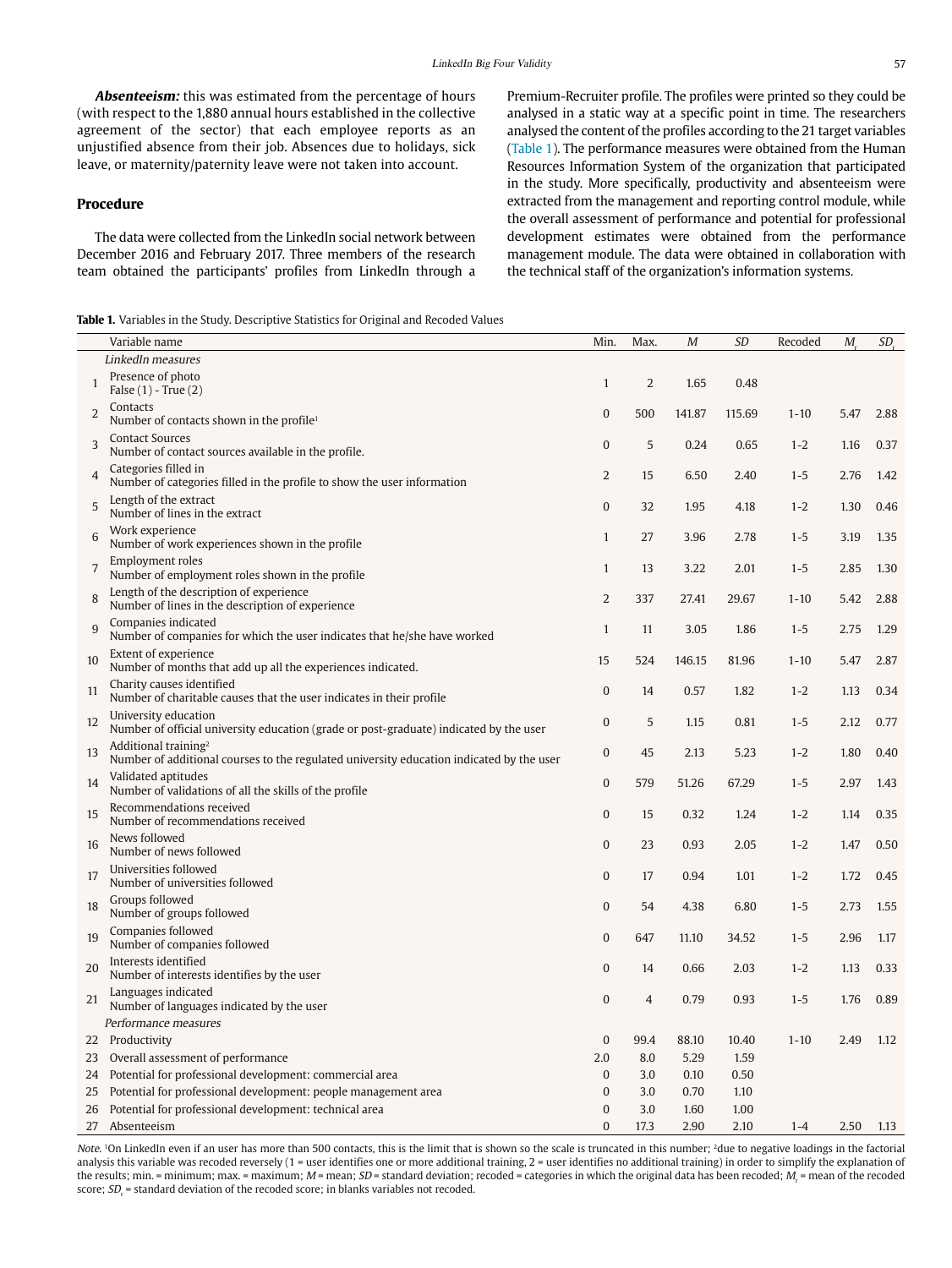***Absenteeism:*** this was estimated from the percentage of hours (with respect to the 1,880 annual hours established in the collective agreement of the sector) that each employee reports as an unjustified absence from their job. Absences due to holidays, sick leave, or maternity/paternity leave were not taken into account.

## Procedure

The data were collected from the LinkedIn social network between December 2016 and February 2017. Three members of the research team obtained the participants' profiles from LinkedIn through a Premium-Recruiter profile. The profiles were printed so they could be analysed in a static way at a specific point in time. The researchers analysed the content of the profiles according to the 21 target variables (Table 1). The performance measures were obtained from the Human Resources Information System of the organization that participated in the study. More specifically, productivity and absenteeism were extracted from the management and reporting control module, while the overall assessment of performance and potential for professional development estimates were obtained from the performance management module. The data were obtained in collaboration with the technical staff of the organization's information systems.

**Table 1.** Variables in the Study. Descriptive Statistics for Original and Recoded Values

| | Variable name | Min. | Max. | $M$ | $SD$ | Recoded | $M_r$ | $SD_r$ |
|---|---|---|---|---|---|---|---|---|
| | *LinkedIn measures* | | | | | | | |
| 1 | Presence of photo<br>False (1) - True (2) | 1 | 2 | 1.65 | 0.48 | | | |
| 2 | Contacts<br>Number of contacts shown in the profile[1] | 0 | 500 | 141.87 | 115.69 | 1-10 | 5.47 | 2.88 |
| 3 | Contact Sources<br>Number of contact sources available in the profile. | 0 | 5 | 0.24 | 0.65 | 1-2 | 1.16 | 0.37 |
| 4 | Categories filled in<br>Number of categories filled in the profile to show the user information | 2 | 15 | 6.50 | 2.40 | 1-5 | 2.76 | 1.42 |
| 5 | Length of the extract<br>Number of lines in the extract | 0 | 32 | 1.95 | 4.18 | 1-2 | 1.30 | 0.46 |
| 6 | Work experience<br>Number of work experiences shown in the profile | 1 | 27 | 3.96 | 2.78 | 1-5 | 3.19 | 1.35 |
| 7 | Employment roles<br>Number of employment roles shown in the profile | 1 | 13 | 3.22 | 2.01 | 1-5 | 2.85 | 1.30 |
| 8 | Length of the description of experience<br>Number of lines in the description of experience | 2 | 337 | 27.41 | 29.67 | 1-10 | 5.42 | 2.88 |
| 9 | Companies indicated<br>Number of companies for which the user indicates that he/she have worked | 1 | 11 | 3.05 | 1.86 | 1-5 | 2.75 | 1.29 |
| 10 | Extent of experience<br>Number of months that add up all the experiences indicated. | 15 | 524 | 146.15 | 81.96 | 1-10 | 5.47 | 2.87 |
| 11 | Charity causes identified<br>Number of charitable causes that the user indicates in their profile | 0 | 14 | 0.57 | 1.82 | 1-2 | 1.13 | 0.34 |
| 12 | University education<br>Number of official university education (grade or post-graduate) indicated by the user | 0 | 5 | 1.15 | 0.81 | 1-5 | 2.12 | 0.77 |
| 13 | Additional training[2]<br>Number of additional courses to the regulated university education indicated by the user | 0 | 45 | 2.13 | 5.23 | 1-2 | 1.80 | 0.40 |
| 14 | Validated aptitudes<br>Number of validations of all the skills of the profile | 0 | 579 | 51.26 | 67.29 | 1-5 | 2.97 | 1.43 |
| 15 | Recommendations received<br>Number of recommendations received | 0 | 15 | 0.32 | 1.24 | 1-2 | 1.14 | 0.35 |
| 16 | News followed<br>Number of news followed | 0 | 23 | 0.93 | 2.05 | 1-2 | 1.47 | 0.50 |
| 17 | Universities followed<br>Number of universities followed | 0 | 17 | 0.94 | 1.01 | 1-2 | 1.72 | 0.45 |
| 18 | Groups followed<br>Number of groups followed | 0 | 54 | 4.38 | 6.80 | 1-5 | 2.73 | 1.55 |
| 19 | Companies followed<br>Number of companies followed | 0 | 647 | 11.10 | 34.52 | 1-5 | 2.96 | 1.17 |
| 20 | Interests identified<br>Number of interests identifies by the user | 0 | 14 | 0.66 | 2.03 | 1-2 | 1.13 | 0.33 |
| 21 | Languages indicated<br>Number of languages indicated by the user | 0 | 4 | 0.79 | 0.93 | 1-5 | 1.76 | 0.89 |
| | *Performance measures* | | | | | | | |
| 22 | Productivity | 0 | 99.4 | 88.10 | 10.40 | 1-10 | 2.49 | 1.12 |
| 23 | Overall assessment of performance | 2.0 | 8.0 | 5.29 | 1.59 | | | |
| 24 | Potential for professional development: commercial area | 0 | 3.0 | 0.10 | 0.50 | | | |
| 25 | Potential for professional development: people management area | 0 | 3.0 | 0.70 | 1.10 | | | |
| 26 | Potential for professional development: technical area | 0 | 3.0 | 1.60 | 1.00 | | | |
| 27 | Absenteeism | 0 | 17.3 | 2.90 | 2.10 | 1-4 | 2.50 | 1.13 |

*Note.* [1]On LinkedIn even if an user has more than 500 contacts, this is the limit that is shown so the scale is truncated in this number; [2]due to negative loadings in the factorial analysis this variable was recoded reversely (1 = user identifies one or more additional training, 2 = user identifies no additional training) in order to simplify the explanation of the results; min. = minimum; max. = maximum; $M$ = mean; $SD$ = standard deviation; recoded = categories in which the original data has been recoded; $M_r$ = mean of the recoded score; $SD_r$ = standard deviation of the recoded score; in blanks variables not recoded.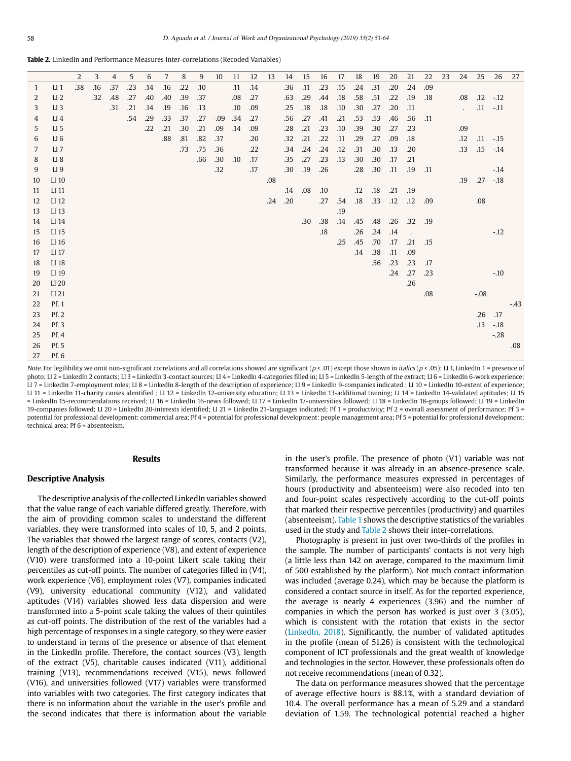**Table 2.** LinkedIn and Performance Measures Inter-correlations (Recoded Variables)

| | | 2 | 3 | 4 | 5 | 6 | 7 | 8 | 9 | 10 | 11 | 12 | 13 | 14 | 15 | 16 | 17 | 18 | 19 | 20 | 21 | 22 | 23 | 24 | 25 | 26 | 27 |
|---|---|---|---|---|---|---|---|---|---|---|---|---|---|---|---|---|---|---|---|---|---|---|---|---|---|---|---|
| 1 | LI 1 | .38 | .16 | .37 | .23 | .14 | .16 | .22 | .10 | | .11 | .14 | | .36 | .11 | .23 | .15 | .24 | .31 | .20 | .24 | .09 | | | | | |
| 2 | LI 2 | | .32 | .48 | .27 | .40 | .40 | .39 | .37 | | .08 | .27 | | .63 | .29 | .44 | .18 | .58 | .51 | .22 | .19 | .18 | | .08 | .12 | -.12 | |
| 3 | LI 3 | | | .31 | .21 | .14 | .19 | .16 | .13 | | .10 | .09 | | .25 | .18 | .18 | .10 | .30 | .27 | .20 | .11 | | | . | .11 | -.11 | |
| 4 | LI 4 | | | | .54 | .29 | .33 | .37 | .27 | -.09 | .34 | .27 | | .56 | .27 | .41 | .21 | .53 | .53 | .46 | .56 | .11 | | | | | |
| 5 | LI 5 | | | | | .22 | .21 | .30 | .21 | .09 | .14 | .09 | | .28 | .21 | .23 | .10 | .39 | .30 | .27 | .23 | | | .09 | | | |
| 6 | LI 6 | | | | | | .88 | .81 | .82 | .37 | | .20 | | .32 | .21 | .22 | .11 | .29 | .27 | .09 | .18 | | | .12 | .11 | -.15 | |
| 7 | LI 7 | | | | | | | .73 | .75 | .36 | | .22 | | .34 | .24 | .24 | .12 | .31 | .30 | .13 | .20 | | | .13 | .15 | -.14 | |
| 8 | LI 8 | | | | | | | | .66 | .30 | .10 | .17 | | .35 | .27 | .23 | .13 | .30 | .30 | .17 | .21 | | | | | | |
| 9 | LI 9 | | | | | | | | | .32 | | .17 | | .30 | .19 | .26 | | .28 | .30 | .11 | .19 | .11 | | | | -.14 | |
| 10 | LI 10 | | | | | | | | | | | | .08 | | | | | | | | | | | .19 | .27 | -.18 | |
| 11 | LI 11 | | | | | | | | | | | | | .14 | .08 | .10 | | .12 | .18 | .21 | .19 | | | | | | |
| 12 | LI 12 | | | | | | | | | | | | .24 | .20 | | .27 | .54 | .18 | .33 | .12 | .12 | .09 | | | .08 | | |
| 13 | LI 13 | | | | | | | | | | | | | | | | .19 | | | | | | | | | | |
| 14 | LI 14 | | | | | | | | | | | | | | .30 | .38 | .14 | .45 | .48 | .26 | .32 | .19 | | | | | |
| 15 | LI 15 | | | | | | | | | | | | | | | .18 | | .26 | .24 | .14 | . | | | | | -.12 | |
| 16 | LI 16 | | | | | | | | | | | | | | | | .25 | .45 | .70 | .17 | .21 | .15 | | | | | |
| 17 | LI 17 | | | | | | | | | | | | | | | | | .14 | .38 | .11 | .09 | | | | | | |
| 18 | LI 18 | | | | | | | | | | | | | | | | | | .56 | .23 | .23 | .17 | | | | | |
| 19 | LI 19 | | | | | | | | | | | | | | | | | | | .24 | .27 | .23 | | | | -.10 | |
| 20 | LI 20 | | | | | | | | | | | | | | | | | | | | .26 | | | | | | |
| 21 | LI 21 | | | | | | | | | | | | | | | | | | | | | .08 | | | -.08 | | |
| 22 | Pf. 1 | | | | | | | | | | | | | | | | | | | | | | | | | | -.43 |
| 23 | Pf. 2 | | | | | | | | | | | | | | | | | | | | | | | | .26 | .17 | |
| 24 | Pf. 3 | | | | | | | | | | | | | | | | | | | | | | | | .13 | -.18 | |
| 25 | Pf. 4 | | | | | | | | | | | | | | | | | | | | | | | | | -.28 | |
| 26 | Pf. 5 | | | | | | | | | | | | | | | | | | | | | | | | | | .08 |
| 27 | Pf. 6 | | | | | | | | | | | | | | | | | | | | | | | | | | |

*Note*. For legibility we omit non-significant correlations and all correlations showed are significant ($p < .01$) except those shown in *italics* ($p < .05$); LI 1, LinkedIn 1 = presence of photo; LI 2 = LinkedIn 2 contacts; LI 3 = LinkedIn 3-contact sources; LI 4 = LinkedIn 4-categories filled in; LI 5 = LinkedIn 5-length of the extract; LI 6 = LinkedIn 6-work experience; LI 7 = LinkedIn 7-employment roles; LI 8 = LinkedIn 8-length of the description of experience; LI 9 = LinkedIn 9-companies indicated ; LI 10 = LinkedIn 10-extent of experience; LI 11 = LinkedIn 11-charity causes identified ; LI 12 = LinkedIn 12-university education; LI 13 = LinkedIn 13-additional training; LI 14 = LinkedIn 14-validated aptitudes; LI 15 = LinkedIn 15-recommendations received; LI 16 = LinkedIn 16-news followed; LI 17 = LinkedIn 17-universities followed; LI 18 = LinkedIn 18-groups followed; LI 19 = LinkedIn 19-companies followed; LI 20 = LinkedIn 20-interests identified; LI 21 = LinkedIn 21-languages indicated; Pf 1 = productivity; Pf 2 = overall assessment of performance; Pf 3 = potential for professional development: commercial area; Pf 4 = potential for professional development: people management area; Pf 5 = potential for professional development: technical area; Pf 6 = absenteeism.

## Results

### Descriptive Analysis

The descriptive analysis of the collected LinkedIn variables showed that the value range of each variable differed greatly. Therefore, with the aim of providing common scales to understand the different variables, they were transformed into scales of 10, 5, and 2 points. The variables that showed the largest range of scores, contacts (V2), length of the description of experience (V8), and extent of experience (V10) were transformed into a 10-point Likert scale taking their percentiles as cut-off points. The number of categories filled in (V4), work experience (V6), employment roles (V7), companies indicated (V9), university educational community (V12), and validated aptitudes (V14) variables showed less data dispersion and were transformed into a 5-point scale taking the values of their quintiles as cut-off points. The distribution of the rest of the variables had a high percentage of responses in a single category, so they were easier to understand in terms of the presence or absence of that element in the LinkedIn profile. Therefore, the contact sources (V3), length of the extract (V5), charitable causes indicated (V11), additional training (V13), recommendations received (V15), news followed (V16), and universities followed (V17) variables were transformed into variables with two categories. The first category indicates that there is no information about the variable in the user's profile and the second indicates that there is information about the variable in the user's profile. The presence of photo (V1) variable was not transformed because it was already in an absence-presence scale. Similarly, the performance measures expressed in percentages of hours (productivity and absenteeism) were also recoded into ten and four-point scales respectively according to the cut-off points that marked their respective percentiles (productivity) and quartiles (absenteeism). Table 1 shows the descriptive statistics of the variables used in the study and Table 2 shows their inter-correlations.

Photography is present in just over two-thirds of the profiles in the sample. The number of participants' contacts is not very high (a little less than 142 on average, compared to the maximum limit of 500 established by the platform). Not much contact information was included (average 0.24), which may be because the platform is considered a contact source in itself. As for the reported experience, the average is nearly 4 experiences (3.96) and the number of companies in which the person has worked is just over 3 (3.05), which is consistent with the rotation that exists in the sector (LinkedIn, 2018). Significantly, the number of validated aptitudes in the profile (mean of 51.26) is consistent with the technological component of ICT professionals and the great wealth of knowledge and technologies in the sector. However, these professionals often do not receive recommendations (mean of 0.32).

The data on performance measures showed that the percentage of average effective hours is 88.1%, with a standard deviation of 10.4. The overall performance has a mean of 5.29 and a standard deviation of 1.59. The technological potential reached a higher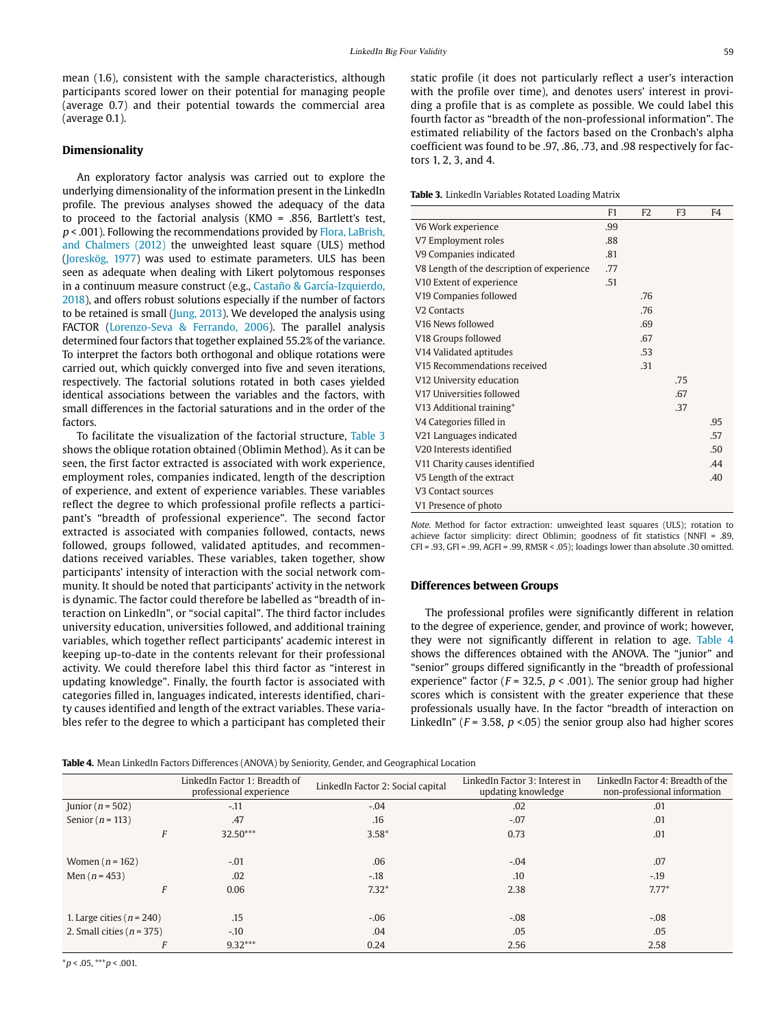mean (1.6), consistent with the sample characteristics, although participants scored lower on their potential for managing people (average 0.7) and their potential towards the commercial area (average 0.1).

### Dimensionality

An exploratory factor analysis was carried out to explore the underlying dimensionality of the information present in the LinkedIn profile. The previous analyses showed the adequacy of the data to proceed to the factorial analysis (KMO = .856, Bartlett's test, $p < .001$). Following the recommendations provided by Flora, LaBrish, and Chalmers (2012) the unweighted least square (ULS) method (Joreskög, 1977) was used to estimate parameters. ULS has been seen as adequate when dealing with Likert polytomous responses in a continuum measure construct (e.g., Castaño & García-Izquierdo, 2018), and offers robust solutions especially if the number of factors to be retained is small (Jung, 2013). We developed the analysis using FACTOR (Lorenzo-Seva & Ferrando, 2006). The parallel analysis determined four factors that together explained 55.2% of the variance. To interpret the factors both orthogonal and oblique rotations were carried out, which quickly converged into five and seven iterations, respectively. The factorial solutions rotated in both cases yielded identical associations between the variables and the factors, with small differences in the factorial saturations and in the order of the factors.

To facilitate the visualization of the factorial structure, Table 3 shows the oblique rotation obtained (Oblimin Method). As it can be seen, the first factor extracted is associated with work experience, employment roles, companies indicated, length of the description of experience, and extent of experience variables. These variables reflect the degree to which professional profile reflects a participant's "breadth of professional experience". The second factor extracted is associated with companies followed, contacts, news followed, groups followed, validated aptitudes, and recommendations received variables. These variables, taken together, show participants' intensity of interaction with the social network community. It should be noted that participants' activity in the network is dynamic. The factor could therefore be labelled as "breadth of interaction on LinkedIn", or "social capital". The third factor includes university education, universities followed, and additional training variables, which together reflect participants' academic interest in keeping up-to-date in the contents relevant for their professional activity. We could therefore label this third factor as "interest in updating knowledge". Finally, the fourth factor is associated with categories filled in, languages indicated, interests identified, charity causes identified and length of the extract variables. These variables refer to the degree to which a participant has completed their static profile (it does not particularly reflect a user's interaction with the profile over time), and denotes users' interest in providing a profile that is as complete as possible. We could label this fourth factor as "breadth of the non-professional information". The estimated reliability of the factors based on the Cronbach's alpha coefficient was found to be .97, .86, .73, and .98 respectively for factors 1, 2, 3, and 4.

**Table 3.** LinkedIn Variables Rotated Loading Matrix

| | F1 | F2 | F3 | F4 |
|---|---|---|---|---|
| V6 Work experience | .99 | | | |
| V7 Employment roles | .88 | | | |
| V9 Companies indicated | .81 | | | |
| V8 Length of the description of experience | .77 | | | |
| V10 Extent of experience | .51 | | | |
| V19 Companies followed | | .76 | | |
| V2 Contacts | | .76 | | |
| V16 News followed | | .69 | | |
| V18 Groups followed | | .67 | | |
| V14 Validated aptitudes | | .53 | | |
| V15 Recommendations received | | .31 | | |
| V12 University education | | | .75 | |
| V17 Universities followed | | | .67 | |
| V13 Additional training* | | | .37 | |
| V4 Categories filled in | | | | .95 |
| V21 Languages indicated | | | | .57 |
| V20 Interests identified | | | | .50 |
| V11 Charity causes identified | | | | .44 |
| V5 Length of the extract | | | | .40 |
| V3 Contact sources | | | | |
| V1 Presence of photo | | | | |

*Note.* Method for factor extraction: unweighted least squares (ULS); rotation to achieve factor simplicity: direct Oblimin; goodness of fit statistics (NNFI = .89, CFI = .93, GFI = .99, AGFI = .99, RMSR < .05); loadings lower than absolute .30 omitted.

### Differences between Groups

The professional profiles were significantly different in relation to the degree of experience, gender, and province of work; however, they were not significantly different in relation to age. Table 4 shows the differences obtained with the ANOVA. The "junior" and "senior" groups differed significantly in the "breadth of professional experience" factor ($F = 32.5$, $p < .001$). The senior group had higher scores which is consistent with the greater experience that these professionals usually have. In the factor "breadth of interaction on LinkedIn" ($F = 3.58$, $p < .05$) the senior group also had higher scores

**Table 4.** Mean LinkedIn Factors Differences (ANOVA) by Seniority, Gender, and Geographical Location

| | LinkedIn Factor 1: Breadth of professional experience | LinkedIn Factor 2: Social capital | LinkedIn Factor 3: Interest in updating knowledge | LinkedIn Factor 4: Breadth of the non-professional information |
|---|---|---|---|---|
| Junior ($n$ = 502) | -.11 | -.04 | .02 | .01 |
| Senior ($n$ = 113) | .47 | .16 | -.07 | .01 |
| $F$ | 32.50*** | 3.58* | 0.73 | .01 |
| | | | | |
| Women ($n$ = 162) | -.01 | .06 | -.04 | .07 |
| Men ($n$ = 453) | .02 | -.18 | .10 | -.19 |
| $F$ | 0.06 | 7.32* | 2.38 | 7.77* |
| | | | | |
| 1. Large cities ($n$ = 240) | .15 | -.06 | -.08 | -.08 |
| 2. Small cities ($n$ = 375) | -.10 | .04 | .05 | .05 |
| $F$ | 9.32*** | 0.24 | 2.56 | 2.58 |

*$p < .05$, ***$p < .001$.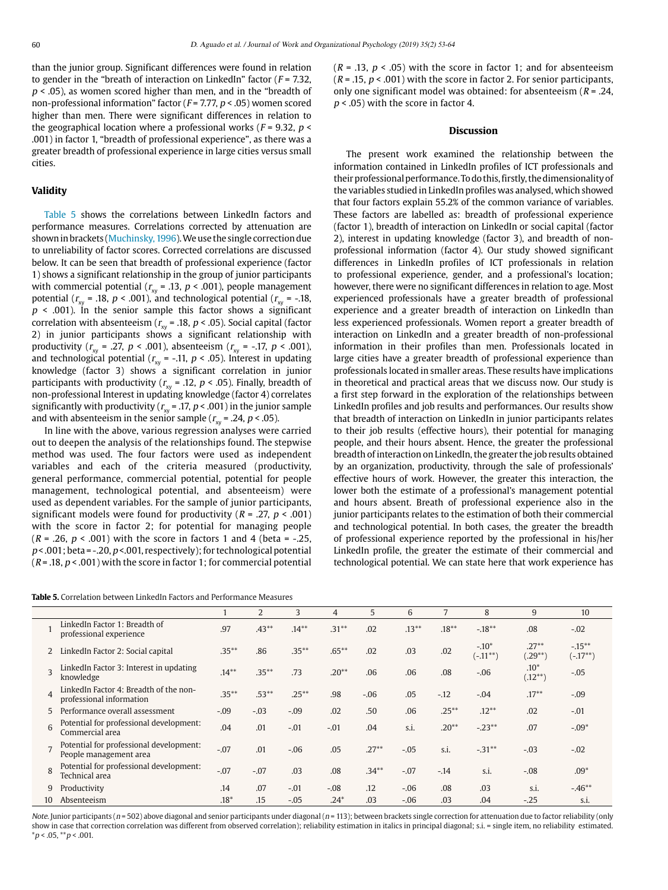than the junior group. Significant differences were found in relation to gender in the "breath of interaction on LinkedIn" factor ($F$ = 7.32, $p$ < .05), as women scored higher than men, and in the "breadth of non-professional information" factor ($F$ = 7.77, $p$ < .05) women scored higher than men. There were significant differences in relation to the geographical location where a professional works ($F$ = 9.32, $p$ < .001) in factor 1, "breadth of professional experience", as there was a greater breadth of professional experience in large cities versus small cities.

## Validity

Table 5 shows the correlations between LinkedIn factors and performance measures. Correlations corrected by attenuation are shown in brackets (Muchinsky, 1996). We use the single correction due to unreliability of factor scores. Corrected correlations are discussed below. It can be seen that breadth of professional experience (factor 1) shows a significant relationship in the group of junior participants with commercial potential ($r_{xy}$ = .13, $p$ < .001), people management potential ($r_{xy}$ = .18, $p$ < .001), and technological potential ($r_{xy}$ = -.18, $p$ < .001). In the senior sample this factor shows a significant correlation with absenteeism ($r_{xy}$ = .18, $p$ < .05). Social capital (factor 2) in junior participants shows a significant relationship with productivity ($r_{xy}$ = .27, $p$ < .001), absenteeism ($r_{xy}$ = -.17, $p$ < .001), and technological potential ($r_{xy}$ = -.11, $p$ < .05). Interest in updating knowledge (factor 3) shows a significant correlation in junior participants with productivity ($r_{xy}$ = .12, $p$ < .05). Finally, breadth of non-professional Interest in updating knowledge (factor 4) correlates significantly with productivity ($r_{xy}$ = .17, $p$ < .001) in the junior sample and with absenteeism in the senior sample ($r_{xy}$ = .24, $p$ < .05).

In line with the above, various regression analyses were carried out to deepen the analysis of the relationships found. The stepwise method was used. The four factors were used as independent variables and each of the criteria measured (productivity, general performance, commercial potential, potential for people management, technological potential, and absenteeism) were used as dependent variables. For the sample of junior participants, significant models were found for productivity ($R$ = .27, $p$ < .001) with the score in factor 2; for potential for managing people ($R$ = .26, $p$ < .001) with the score in factors 1 and 4 (beta = -.25, $p$ < .001; beta = -.20, $p$ < .001, respectively); for technological potential ($R$ = .18, $p$ < .001) with the score in factor 1; for commercial potential ($R$ = .13, $p$ < .05) with the score in factor 1; and for absenteeism ($R$ = .15, $p$ < .001) with the score in factor 2. For senior participants, only one significant model was obtained: for absenteeism ($R$ = .24, $p$ < .05) with the score in factor 4.

## Discussion

The present work examined the relationship between the information contained in LinkedIn profiles of ICT professionals and their professional performance. To do this, firstly, the dimensionality of the variables studied in LinkedIn profiles was analysed, which showed that four factors explain 55.2% of the common variance of variables. These factors are labelled as: breadth of professional experience (factor 1), breadth of interaction on LinkedIn or social capital (factor 2), interest in updating knowledge (factor 3), and breadth of non-professional information (factor 4). Our study showed significant differences in LinkedIn profiles of ICT professionals in relation to professional experience, gender, and a professional's location; however, there were no significant differences in relation to age. Most experienced professionals have a greater breadth of professional experience and a greater breadth of interaction on LinkedIn than less experienced professionals. Women report a greater breadth of interaction on LinkedIn and a greater breadth of non-professional information in their profiles than men. Professionals located in large cities have a greater breadth of professional experience than professionals located in smaller areas. These results have implications in theoretical and practical areas that we discuss now. Our study is a first step forward in the exploration of the relationships between LinkedIn profiles and job results and performances. Our results show that breadth of interaction on LinkedIn in junior participants relates to their job results (effective hours), their potential for managing people, and their hours absent. Hence, the greater the professional breadth of interaction on LinkedIn, the greater the job results obtained by an organization, productivity, through the sale of professionals' effective hours of work. However, the greater this interaction, the lower both the estimate of a professional's management potential and hours absent. Breadth of professional experience also in the junior participants relates to the estimation of both their commercial and technological potential. In both cases, the greater the breadth of professional experience reported by the professional in his/her LinkedIn profile, the greater the estimate of their commercial and technological potential. We can state here that work experience has

**Table 5.** Correlation between LinkedIn Factors and Performance Measures

| | | 1 | 2 | 3 | 4 | 5 | 6 | 7 | 8 | 9 | 10 |
|---|---|---|---|---|---|---|---|---|---|---|---|
| 1 | LinkedIn Factor 1: Breadth of professional experience | *.97* | .43** | .14** | .31** | .02 | .13** | .18** | -.18** | .08 | -.02 |
| 2 | LinkedIn Factor 2: Social capital | .35** | *.86* | .35** | .65** | .02 | .03 | .02 | -.10* (-.11**) | .27** (.29**) | -.15** (-.17**) |
| 3 | LinkedIn Factor 3: Interest in updating knowledge | .14** | .35** | *.73* | .20** | .06 | .06 | .08 | -.06 | .10* (.12**) | -.05 |
| 4 | LinkedIn Factor 4: Breadth of the non-professional information | .35** | .53** | .25** | *.98* | -.06 | .05 | -.12 | -.04 | .17** | -.09 |
| 5 | Performance overall assessment | -.09 | -.03 | -.09 | .02 | *.50* | .06 | .25** | .12** | .02 | -.01 |
| 6 | Potential for professional development: Commercial area | .04 | .01 | -.01 | -.01 | .04 | s.i. | .20** | -.23** | .07 | -.09* |
| 7 | Potential for professional development: People management area | -.07 | .01 | -.06 | .05 | .27** | -.05 | s.i. | -.31** | -.03 | -.02 |
| 8 | Potential for professional development: Technical area | -.07 | -.07 | .03 | .08 | .34** | -.07 | -.14 | s.i. | -.08 | .09* |
| 9 | Productivity | .14 | .07 | -.01 | -.08 | .12 | -.06 | .08 | .03 | s.i. | -.46** |
| 10 | Absenteeism | .18* | .15 | -.05 | .24* | .03 | -.06 | .03 | .04 | -.25 | s.i. |

*Note.* Junior participants ($n$ = 502) above diagonal and senior participants under diagonal ($n$ = 113); between brackets single correction for attenuation due to factor reliability (only show in case that correction correlation was different from observed correlation); reliability estimation in italics in principal diagonal; s.i. = single item, no reliability estimated.
*$p$ < .05, **$p$ < .001.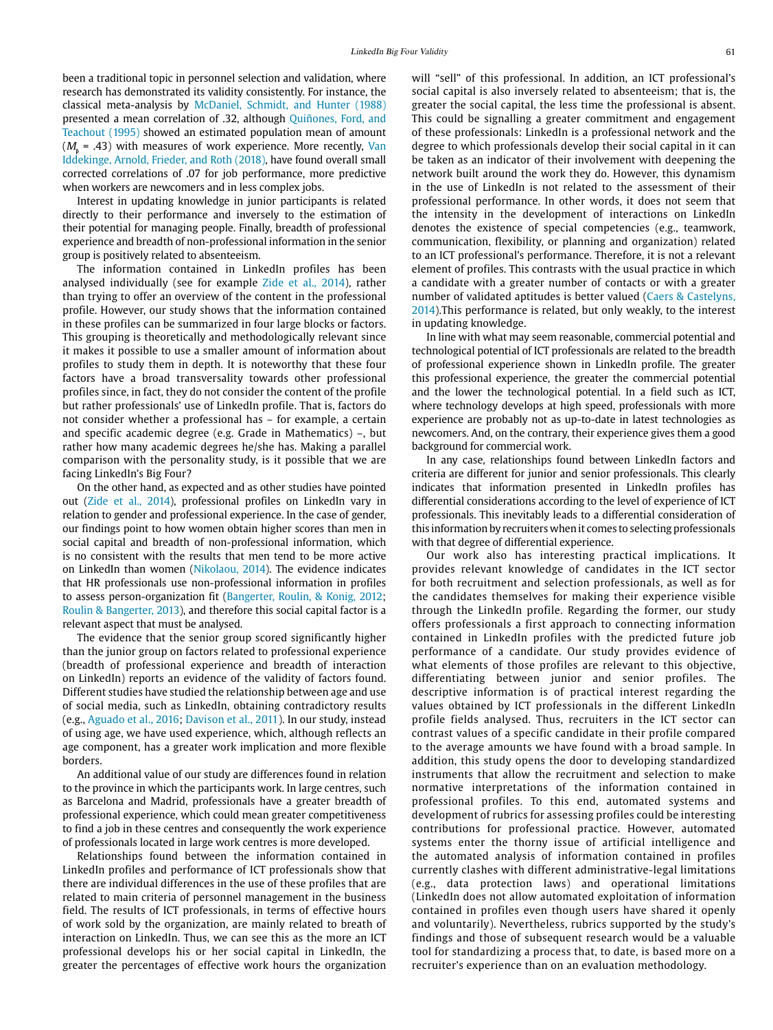been a traditional topic in personnel selection and validation, where research has demonstrated its validity consistently. For instance, the classical meta-analysis by McDaniel, Schmidt, and Hunter (1988) presented a mean correlation of .32, although Quiñones, Ford, and Teachout (1995) showed an estimated population mean of amount ($M_{\rho}$ = .43) with measures of work experience. More recently, Van Iddekinge, Arnold, Frieder, and Roth (2018), have found overall small corrected correlations of .07 for job performance, more predictive when workers are newcomers and in less complex jobs.

Interest in updating knowledge in junior participants is related directly to their performance and inversely to the estimation of their potential for managing people. Finally, breadth of professional experience and breadth of non-professional information in the senior group is positively related to absenteeism.

The information contained in LinkedIn profiles has been analysed individually (see for example Zide et al., 2014), rather than trying to offer an overview of the content in the professional profile. However, our study shows that the information contained in these profiles can be summarized in four large blocks or factors. This grouping is theoretically and methodologically relevant since it makes it possible to use a smaller amount of information about profiles to study them in depth. It is noteworthy that these four factors have a broad transversality towards other professional profiles since, in fact, they do not consider the content of the profile but rather professionals' use of LinkedIn profile. That is, factors do not consider whether a professional has – for example, a certain and specific academic degree (e.g. Grade in Mathematics) –, but rather how many academic degrees he/she has. Making a parallel comparison with the personality study, is it possible that we are facing LinkedIn's Big Four?

On the other hand, as expected and as other studies have pointed out (Zide et al., 2014), professional profiles on LinkedIn vary in relation to gender and professional experience. In the case of gender, our findings point to how women obtain higher scores than men in social capital and breadth of non-professional information, which is no consistent with the results that men tend to be more active on LinkedIn than women (Nikolaou, 2014). The evidence indicates that HR professionals use non-professional information in profiles to assess person-organization fit (Bangerter, Roulin, & Konig, 2012; Roulin & Bangerter, 2013), and therefore this social capital factor is a relevant aspect that must be analysed.

The evidence that the senior group scored significantly higher than the junior group on factors related to professional experience (breadth of professional experience and breadth of interaction on LinkedIn) reports an evidence of the validity of factors found. Different studies have studied the relationship between age and use of social media, such as LinkedIn, obtaining contradictory results (e.g., Aguado et al., 2016; Davison et al., 2011). In our study, instead of using age, we have used experience, which, although reflects an age component, has a greater work implication and more flexible borders.

An additional value of our study are differences found in relation to the province in which the participants work. In large centres, such as Barcelona and Madrid, professionals have a greater breadth of professional experience, which could mean greater competitiveness to find a job in these centres and consequently the work experience of professionals located in large work centres is more developed.

Relationships found between the information contained in LinkedIn profiles and performance of ICT professionals show that there are individual differences in the use of these profiles that are related to main criteria of personnel management in the business field. The results of ICT professionals, in terms of effective hours of work sold by the organization, are mainly related to breath of interaction on LinkedIn. Thus, we can see this as the more an ICT professional develops his or her social capital in LinkedIn, the greater the percentages of effective work hours the organization will "sell" of this professional. In addition, an ICT professional's social capital is also inversely related to absenteeism; that is, the greater the social capital, the less time the professional is absent. This could be signalling a greater commitment and engagement of these professionals: LinkedIn is a professional network and the degree to which professionals develop their social capital in it can be taken as an indicator of their involvement with deepening the network built around the work they do. However, this dynamism in the use of LinkedIn is not related to the assessment of their professional performance. In other words, it does not seem that the intensity in the development of interactions on LinkedIn denotes the existence of special competencies (e.g., teamwork, communication, flexibility, or planning and organization) related to an ICT professional's performance. Therefore, it is not a relevant element of profiles. This contrasts with the usual practice in which a candidate with a greater number of contacts or with a greater number of validated aptitudes is better valued (Caers & Castelyns, 2014).This performance is related, but only weakly, to the interest in updating knowledge.

In line with what may seem reasonable, commercial potential and technological potential of ICT professionals are related to the breadth of professional experience shown in LinkedIn profile. The greater this professional experience, the greater the commercial potential and the lower the technological potential. In a field such as ICT, where technology develops at high speed, professionals with more experience are probably not as up-to-date in latest technologies as newcomers. And, on the contrary, their experience gives them a good background for commercial work.

In any case, relationships found between LinkedIn factors and criteria are different for junior and senior professionals. This clearly indicates that information presented in LinkedIn profiles has differential considerations according to the level of experience of ICT professionals. This inevitably leads to a differential consideration of this information by recruiters when it comes to selecting professionals with that degree of differential experience.

Our work also has interesting practical implications. It provides relevant knowledge of candidates in the ICT sector for both recruitment and selection professionals, as well as for the candidates themselves for making their experience visible through the LinkedIn profile. Regarding the former, our study offers professionals a first approach to connecting information contained in LinkedIn profiles with the predicted future job performance of a candidate. Our study provides evidence of what elements of those profiles are relevant to this objective, differentiating between junior and senior profiles. The descriptive information is of practical interest regarding the values obtained by ICT professionals in the different LinkedIn profile fields analysed. Thus, recruiters in the ICT sector can contrast values of a specific candidate in their profile compared to the average amounts we have found with a broad sample. In addition, this study opens the door to developing standardized instruments that allow the recruitment and selection to make normative interpretations of the information contained in professional profiles. To this end, automated systems and development of rubrics for assessing profiles could be interesting contributions for professional practice. However, automated systems enter the thorny issue of artificial intelligence and the automated analysis of information contained in profiles currently clashes with different administrative-legal limitations (e.g., data protection laws) and operational limitations (LinkedIn does not allow automated exploitation of information contained in profiles even though users have shared it openly and voluntarily). Nevertheless, rubrics supported by the study's findings and those of subsequent research would be a valuable tool for standardizing a process that, to date, is based more on a recruiter's experience than on an evaluation methodology.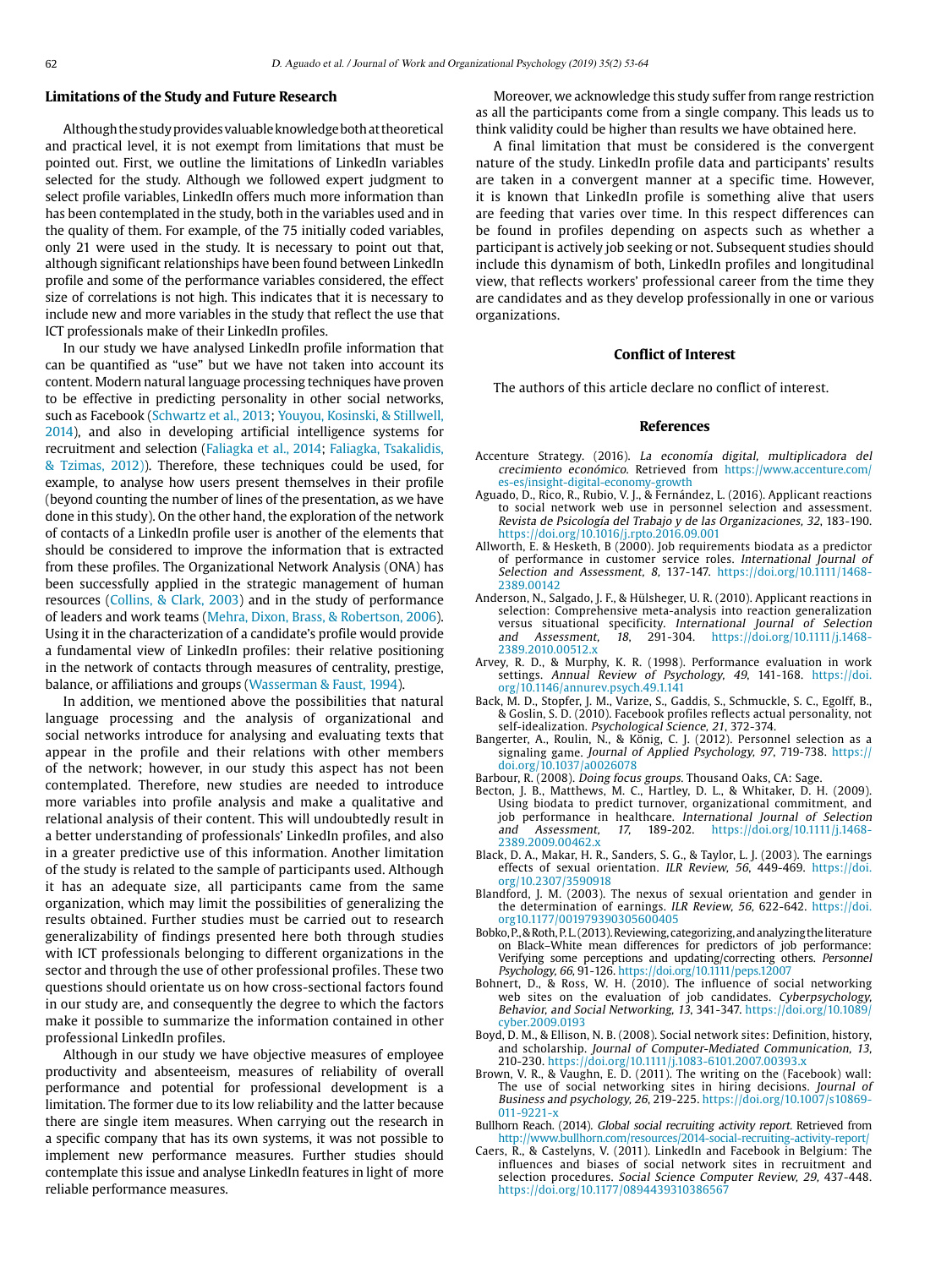## Limitations of the Study and Future Research

Although the study provides valuable knowledge both at theoretical and practical level, it is not exempt from limitations that must be pointed out. First, we outline the limitations of LinkedIn variables selected for the study. Although we followed expert judgment to select profile variables, LinkedIn offers much more information than has been contemplated in the study, both in the variables used and in the quality of them. For example, of the 75 initially coded variables, only 21 were used in the study. It is necessary to point out that, although significant relationships have been found between LinkedIn profile and some of the performance variables considered, the effect size of correlations is not high. This indicates that it is necessary to include new and more variables in the study that reflect the use that ICT professionals make of their LinkedIn profiles.

In our study we have analysed LinkedIn profile information that can be quantified as "use" but we have not taken into account its content. Modern natural language processing techniques have proven to be effective in predicting personality in other social networks, such as Facebook (Schwartz et al., 2013; Youyou, Kosinski, & Stillwell, 2014), and also in developing artificial intelligence systems for recruitment and selection (Faliagka et al., 2014; Faliagka, Tsakalidis, & Tzimas, 2012)). Therefore, these techniques could be used, for example, to analyse how users present themselves in their profile (beyond counting the number of lines of the presentation, as we have done in this study). On the other hand, the exploration of the network of contacts of a LinkedIn profile user is another of the elements that should be considered to improve the information that is extracted from these profiles. The Organizational Network Analysis (ONA) has been successfully applied in the strategic management of human resources (Collins, & Clark, 2003) and in the study of performance of leaders and work teams (Mehra, Dixon, Brass, & Robertson, 2006). Using it in the characterization of a candidate's profile would provide a fundamental view of LinkedIn profiles: their relative positioning in the network of contacts through measures of centrality, prestige, balance, or affiliations and groups (Wasserman & Faust, 1994).

In addition, we mentioned above the possibilities that natural language processing and the analysis of organizational and social networks introduce for analysing and evaluating texts that appear in the profile and their relations with other members of the network; however, in our study this aspect has not been contemplated. Therefore, new studies are needed to introduce more variables into profile analysis and make a qualitative and relational analysis of their content. This will undoubtedly result in a better understanding of professionals' LinkedIn profiles, and also in a greater predictive use of this information. Another limitation of the study is related to the sample of participants used. Although it has an adequate size, all participants came from the same organization, which may limit the possibilities of generalizing the results obtained. Further studies must be carried out to research generalizability of findings presented here both through studies with ICT professionals belonging to different organizations in the sector and through the use of other professional profiles. These two questions should orientate us on how cross-sectional factors found in our study are, and consequently the degree to which the factors make it possible to summarize the information contained in other professional LinkedIn profiles.

Although in our study we have objective measures of employee productivity and absenteeism, measures of reliability of overall performance and potential for professional development is a limitation. The former due to its low reliability and the latter because there are single item measures. When carrying out the research in a specific company that has its own systems, it was not possible to implement new performance measures. Further studies should contemplate this issue and analyse LinkedIn features in light of more reliable performance measures.

Moreover, we acknowledge this study suffer from range restriction as all the participants come from a single company. This leads us to think validity could be higher than results we have obtained here.

A final limitation that must be considered is the convergent nature of the study. LinkedIn profile data and participants' results are taken in a convergent manner at a specific time. However, it is known that LinkedIn profile is something alive that users are feeding that varies over time. In this respect differences can be found in profiles depending on aspects such as whether a participant is actively job seeking or not. Subsequent studies should include this dynamism of both, LinkedIn profiles and longitudinal view, that reflects workers' professional career from the time they are candidates and as they develop professionally in one or various organizations.

## Conflict of Interest

The authors of this article declare no conflict of interest.

## References

Accenture Strategy. (2016). *La economía digital, multiplicadora del crecimiento económico*. Retrieved from https://www.accenture.com/es-es/insight-digital-economy-growth

Aguado, D., Rico, R., Rubio, V. J., & Fernández, L. (2016). Applicant reactions to social network web use in personnel selection and assessment. *Revista de Psicología del Trabajo y de las Organizaciones, 32*, 183-190. https://doi.org/10.1016/j.rpto.2016.09.001

Allworth, E. & Hesketh, B (2000). Job requirements biodata as a predictor of performance in customer service roles. *International Journal of Selection and Assessment, 8*, 137-147. https://doi.org/10.1111/1468-2389.00142

Anderson, N., Salgado, J. F., & Hülsheger, U. R. (2010). Applicant reactions in selection: Comprehensive meta-analysis into reaction generalization versus situational specificity. *International Journal of Selection and Assessment, 18*, 291-304. https://doi.org/10.1111/j.1468-2389.2010.00512.x

Arvey, R. D., & Murphy, K. R. (1998). Performance evaluation in work settings. *Annual Review of Psychology, 49*, 141-168. https://doi.org/10.1146/annurev.psych.49.1.141

Back, M. D., Stopfer, J. M., Varize, S., Gaddis, S., Schmuckle, S. C., Egolff, B., & Goslin, S. D. (2010). Facebook profiles reflects actual personality, not self-idealization. *Psychological Science, 21*, 372-374.

Bangerter, A., Roulin, N., & König, C. J. (2012). Personnel selection as a signaling game. *Journal of Applied Psychology, 97*, 719-738. https://doi.org/10.1037/a0026078

Barbour, R. (2008). *Doing focus groups*. Thousand Oaks, CA: Sage.

Becton, J. B., Matthews, M. C., Hartley, D. L., & Whitaker, D. H. (2009). Using biodata to predict turnover, organizational commitment, and job performance in healthcare. *International Journal of Selection and Assessment, 17*, 189-202. https://doi.org/10.1111/j.1468-2389.2009.00462.x

Black, D. A., Makar, H. R., Sanders, S. G., & Taylor, L. J. (2003). The earnings effects of sexual orientation. *ILR Review, 56*, 449-469. https://doi.org/10.2307/3590918

Blandford, J. M. (2003). The nexus of sexual orientation and gender in the determination of earnings. *ILR Review, 56*, 622-642. https://doi.org10.1177/001979390305600405

Bobko, P., & Roth, P. L. (2013). Reviewing, categorizing, and analyzing the literature on Black–White mean differences for predictors of job performance: Verifying some perceptions and updating/correcting others. *Personnel Psychology, 66*, 91-126. https://doi.org/10.1111/peps.12007

Bohnert, D., & Ross, W. H. (2010). The influence of social networking web sites on the evaluation of job candidates. *Cyberpsychology, Behavior, and Social Networking, 13*, 341-347. https://doi.org/10.1089/cyber.2009.0193

Boyd, D. M., & Ellison, N. B. (2008). Social network sites: Definition, history, and scholarship. *Journal of Computer-Mediated Communication, 13*, 210-230. https://doi.org/10.1111/j.1083-6101.2007.00393.x

Brown, V. R., & Vaughn, E. D. (2011). The writing on the (Facebook) wall: The use of social networking sites in hiring decisions. *Journal of Business and psychology, 26*, 219-225. https://doi.org/10.1007/s10869-011-9221-x

Bullhorn Reach. (2014). *Global social recruiting activity report*. Retrieved from http://www.bullhorn.com/resources/2014-social-recruiting-activity-report/

Caers, R., & Castelyns, V. (2011). LinkedIn and Facebook in Belgium: The influences and biases of social network sites in recruitment and selection procedures. *Social Science Computer Review, 29*, 437-448. https://doi.org/10.1177/0894439310386567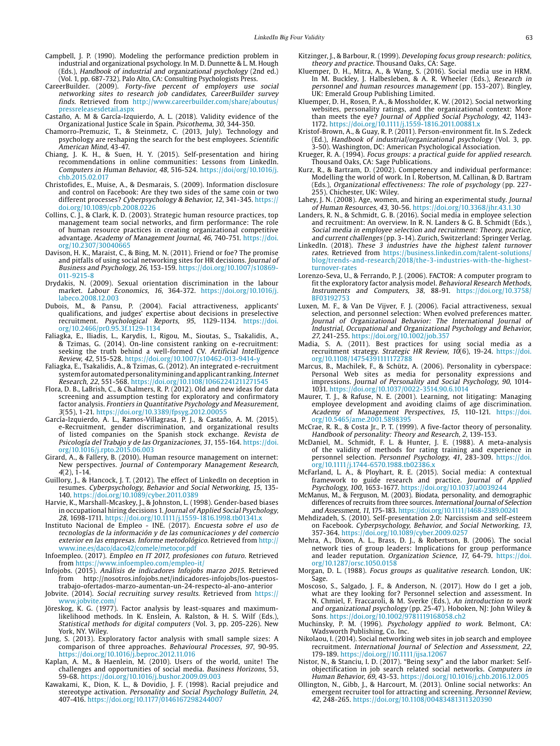Campbell, J. P. (1990). Modeling the performance prediction problem in industrial and organizational psychology. In M. D. Dunnette & L. M. Hough (Eds.), *Handbook of industrial and organizational psychology* (2nd ed.) (Vol. 1, pp. 687-732). Palo Alto, CA: Consulting Psychologists Press.

CareerBuilder. (2009). *Forty-five percent of employers use social networking sites to research job candidates, CareerBuilder survey finds*. Retrieved from http://www.careerbuilder.com/share/aboutus/pressreleasesdetail.aspx

Castaño, A. M & García-Izquierdo, A. L. (2018). Validity evidence of the Organizational Justice Scale in Spain. *Psicothema, 30*, 344-350.

Chamorro-Premuzic, T., & Steinmetz, C. (2013, July). Technology and psychology are reshaping the search for the best employees. *Scientific American Mind*, 43-47.

Chiang, J. K. H., & Suen, H. Y. (2015). Self-presentation and hiring recommendations in online communities: Lessons from LinkedIn. *Computers in Human Behavior, 48*, 516-524. https://doi/org/10.1016/j.chb.2015.02.017

Christofides, E., Muise, A., & Desmarais, S. (2009). Information disclosure and control on Facebook: Are they two sides of the same coin or two different processes? *Cyberpsychology & Behavior, 12*, 341-345. https://doi.org/10.1089/cpb.2008.0226

Collins, C. J., & Clark, K. D. (2003). Strategic human resource practices, top management team social networks, and firm performance: The role of human resource practices in creating organizational competitive advantage. *Academy of Management Journal, 46*, 740-751. https://doi.org/10.2307/30040665

Davison, H. K., Maraist, C., & Bing, M. N. (2011). Friend or foe? The promise and pitfalls of using social networking sites for HR decisions. *Journal of Business and Psychology, 26*, 153-159. https://doi.org/10.1007/s10869-011-9215-8

Drydakis, N. (2009). Sexual orientation discrimination in the labour market. *Labour Economics, 16*, 364-372. https://doi.org/10.1016/j.labeco.2008.12.003

Dubois, M., & Pansu, P. (2004). Facial attractiveness, applicants' qualifications, and judges' expertise about decisions in preselective recruitment. *Psychological Reports, 95*, 1129-1134. https://doi.org/10.2466/pr0.95.3f.1129-1134

Faliagka, E., Iliadis, L., Karydis, I., Rigou, M., Sioutas, S., Tsakalidis, A., & Tzimas, G. (2014). On-line consistent ranking on e-recruitment: seeking the truth behind a well-formed CV. *Artificial Intelligence Review, 42*, 515-528. https://doi.org/10.1007/s10462-013-9414-y

Faliagka, E., Tsakalidis, A., & Tzimas, G. (2012). An integrated e-recruitment system for automated personality mining and applicant ranking. *Internet Research, 22*, 551-568. https://doi.org/10.1108/10662241211271545

Flora, D. B., LaBrish, C., & Chalmers, R. P. (2012). Old and new ideas for data screening and assumption testing for exploratory and confirmatory factor analysis. *Frontiers in Quantitative Psychology and Measurement, 3*(55), 1-21. https://doi.org/10.3389/fpsyg.2012.00055

García-Izquierdo, A. L., Ramos-Villagrasa, P. J., & Castaño, A. M. (2015). e-Recruitment, gender discrimination, and organizational results of listed companies on the Spanish stock exchange. *Revista de Psicología del Trabajo y de las Organizaciones, 31*, 155-164. https://doi.org/10.1016/j.rpto.2015.06.003

Girard, A., & Fallery, B. (2010). Human resource management on internet: New perspectives. *Journal of Contemporary Management Research, 4*(2), 1-14.

Guillory, J., & Hancock, J. T. (2012). The effect of LinkedIn on deception in resumes. *Cyberpsychology, Behavior and Social Networking, 15*, 135-140. https://doi.org/10.1089/cyber.2011.0389

Harvie, K., Marshall-Mcaskey, J., & Johnston, L. (1998). Gender-based biases in occupational hiring decisions 1. *Journal of Applied Social Psychology, 28*, 1698-1711. https://doi.org/10.1111/j.1559-1816.1998.tb01341.x

Instituto Nacional de Empleo - INE. (2017). *Encuesta sobre el uso de tecnologías de la información y de las comunicaciones y del comercio exterior en las empresas. Informe metodológico*. Retrieved from http://www.ine.es/daco/daco42/comele/metocor.pdf

Infoempleo. (2017). *Empleo en IT 2017, profesiones con futuro*. Retrieved from https://www.infoempleo.com/empleo-it/

Infojobs. (2015). *Análisis de indicadores Infojobs marzo 2015*. Retrieved from http://nosotros.infojobs.net/indicadores-infojobs/los-puestos-trabajo-ofertados-marzo-aumentan-un-24-respecto-al-ano-anterior

Jobvite. (2014). *Social recruiting survey results*. Retrieved from https://www.jobvite.com/

Jöreskog, K. G. (1977). Factor analysis by least-squares and maximum-likelihood methods. In K. Enslein, A. Ralston, & H. S. Wilf (Eds.), *Statistical methods for digital computers* (Vol. 3, pp. 205-226). New York, NY. Wiley.

Jung, S. (2013). Exploratory factor analysis with small sample sizes: A comparison of three approaches. *Behavioural Processes, 97*, 90-95. https://doi.org/10.1016/j.beproc.2012.11.016

Kaplan, A. M., & Haenlein, M. (2010). Users of the world, unite! The challenges and opportunities of social media. *Business Horizons*, 53, 59-68. https://doi.org/10.1016/j.bushor.2009.09.003

Kawakami, K., Dion, K. L., & Dovidio, J. F. (1998). Racial prejudice and stereotype activation. *Personality and Social Psychology Bulletin, 24*, 407-416. https://doi.org/10.1177/0146167298244007

Kitzinger, J., & Barbour, R. (1999). *Developing focus group research: politics, theory and practice*. Thousand Oaks, CA: Sage.

Kluemper, D. H., Mitra, A., & Wang, S. (2016). Social media use in HRM. In M. Buckley, J. Halbesleben, & A. R. Wheeler (Eds.), *Research in personnel and human resources management* (pp. 153-207). Bingley, UK: Emerald Group Publishing Limited.

Kluemper, D. H., Rosen, P. A., & Mossholder, K. W. (2012). Social networking websites, personality ratings, and the organizational context: More than meets the eye? *Journal of Applied Social Psychology, 42*, 1143-1172. https://doi.org/10.1111/j.1559-1816.2011.00881.x

Kristof-Brown, A., & Guay, R. P. (2011). Person-environment fit. In S. Zedeck (Ed.), *Handbook of industrial/organizational psychology* (Vol. 3, pp. 3-50). Washington, DC: American Psychological Association.

Krueger, R. A. (1994). *Focus groups: a practical guide for applied research*. Thousand Oaks, CA: Sage Publications.

Kurz, R., & Bartram, D. (2002). Competency and individual performance: Modelling the world of work. In I. Robertson, M. Callinan, & D. Bartram (Eds.), *Organizational effectiveness: The role of psychology* (pp. 227-255). Chichester, UK: Wiley.

Lahey, J. N. (2008). Age, women, and hiring an experimental study. *Journal of Human Resources, 43*, 30-56. https://doi.org/10.3368/jhr.43.1.30

Landers, R. N., & Schmidt, G. B. (2016). Social media in employee selection and recruitment: An overview. In R. N. Landers & G. B. Schmidt (Eds.), *Social media in employee selection and recruitment: Theory, practice, and current challenges* (pp. 3-14). Zurich, Switzerland: Springer Verlag.

LinkedIn. (2018). *These 3 industries have the highest talent turnover rates*. Retrieved from https://business.linkedin.com/talent-solutions/blog/trends-and-research/2018/the-3-industries-with-the-highest-turnover-rates

Lorenzo-Seva, U., & Ferrando, P. J. (2006). FACTOR: A computer program to fit the exploratory factor analysis model. *Behavioral Research Methods, Instruments and Computers, 38*, 88-91. https://doi.org/10.3758/BF03192753

Luxen, M. F., & Van De Vijver, F. J. (2006). Facial attractiveness, sexual selection, and personnel selection: When evolved preferences matter. *Journal of Organizational Behavior: The International Journal of Industrial, Occupational and Organizational Psychology and Behavior, 27*, 241-255. https://doi.org/10.1002/job.357

Madia, S. A. (2011). Best practices for using social media as a recruitment strategy. *Strategic HR Review, 10*(6), 19-24. https://doi.org/10.1108/14754391111172788

Marcus, B., Machilek, F., & Schütz, A. (2006). Personality in cyberspace: Personal Web sites as media for personality expressions and impressions. *Journal of Personality and Social Psychology, 90*, 1014-1031. https://doi.org/10.1037/0022-3514.90.6.1014

Maurer, T. J., & Rafuse, N. E. (2001). Learning, not litigating: Managing employee development and avoiding claims of age discrimination. *Academy of Management Perspectives, 15*, 110-121. https://doi.org/10.5465/ame.2001.5898395

McCrae, R. R., & Costa Jr., P. T. (1999). A five-factor theory of personality. *Handbook of personality: Theory and Research, 2*, 139-153.

McDaniel, M.. Schmidt, F. L. & Hunter, J. E. (1988). A meta-analysis of the validity of methods for rating training and experience in personnel selection. *Personnel Psychology, 41*, 283-309. https://doi.org/10.1111/j.1744-6570.1988.tb02386.x

McFarland, L. A., & Ployhart, R. E. (2015). Social media: A contextual framework to guide research and practice. *Journal of Applied Psychology, 100*, 1653-1677. https://doi.org/10.1037/a0039244

McManus, M., & Ferguson, M. (2003). Biodata, personality, and demographic differences of recruits from three sources. *International Journal of Selection and Assessment, 11*, 175-183. https://doi.org/10.1111/1468-2389.00241

Mehdizadeh, S. (2010). Self-presentation 2.0: Narcissism and self-esteem on Facebook. *Cyberpsychology, Behavior, and Social Networking, 13*, 357-364. https://doi.org/10.1089/cyber.2009.0257

Mehra, A., Dixon, A. L., Brass, D. J., & Robertson, B. (2006). The social network ties of group leaders: Implications for group performance and leader reputation. *Organization Science, 17*, 64-79. https://doi.org/10.1287/orsc.1050.0158

Morgan, D. L. (1988). *Focus groups as qualitative research*. London, UK: Sage.

Moscoso, S., Salgado, J. F., & Anderson, N. (2017). How do I get a job, what are they looking for? Personnel selection and assessment. In N. Chmiel, F. Fraccaroli, & M. Sverke (Eds.), *An introduction to work and organizational psychology* (pp. 25-47). Hoboken, NJ: John Wiley & Sons. https://doi.org/10.1002/9781119168058.ch2

Muchinsky, P. M. (1996). *Psychology applied to work*. Belmont, CA: Wadsworth Publishing, Co. Inc.

Nikolaou, I. (2014). Social networking web sites in job search and employee recruitment. *International Journal of Selection and Assessment, 22*, 179-189. https://doi.org//10.1111/ijsa.12067

Nistor, N., & Stanciu, I. D. (2017). "Being sexy" and the labor market: Self-objectification in job search related social networks. *Computers in Human Behavior, 69*, 43-53. https://doi.org/10.1016/j.chb.2016.12.005

Ollington, N., Gibb, J., & Harcourt, M. (2013). Online social networks: An emergent recruiter tool for attracting and screening. *Personnel Review, 42*, 248-265. https://doi.org/10.1108/00483481311320390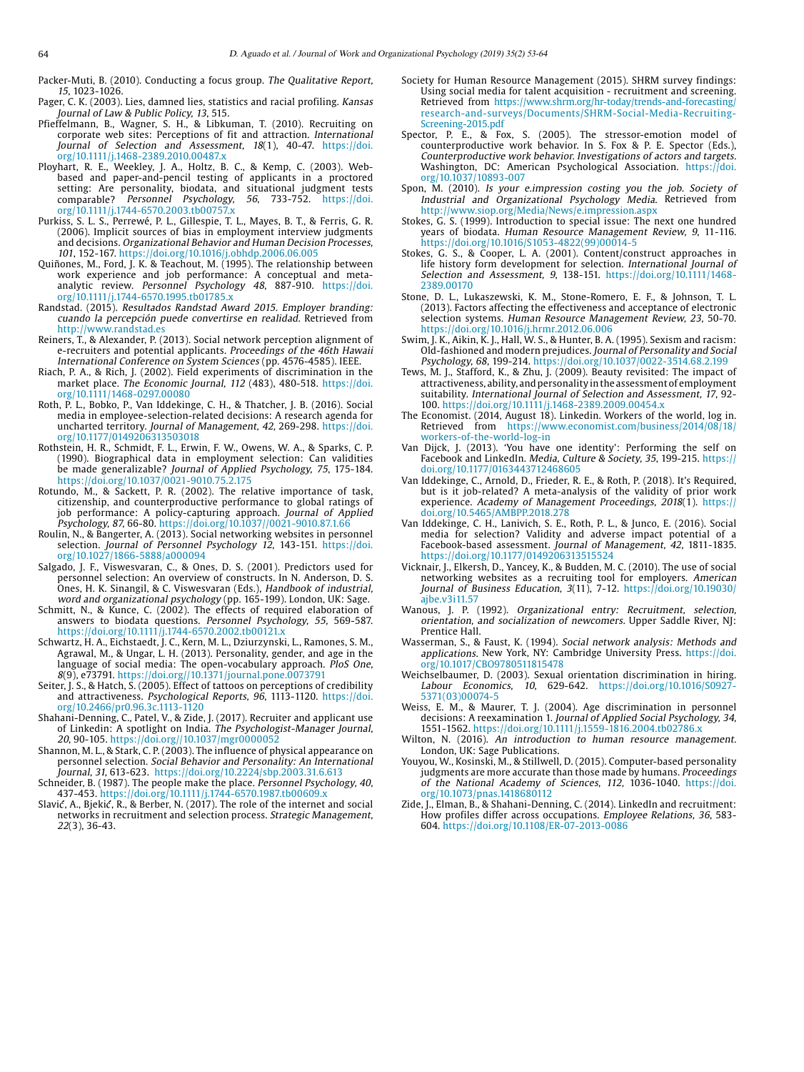Packer-Muti, B. (2010). Conducting a focus group. *The Qualitative Report, 15*, 1023-1026.

Pager, C. K. (2003). Lies, damned lies, statistics and racial profiling. *Kansas Journal of Law & Public Policy, 13*, 515.

Pfieffelmann, B., Wagner, S. H., & Libkuman, T. (2010). Recruiting on corporate web sites: Perceptions of fit and attraction. *International Journal of Selection and Assessment, 18*(1), 40-47. https://doi.org/10.1111/j.1468-2389.2010.00487.x

Ployhart, R. E., Weekley, J. A., Holtz, B. C., & Kemp, C. (2003). Web-based and paper-and-pencil testing of applicants in a proctored setting: Are personality, biodata, and situational judgment tests comparable? *Personnel Psychology, 56*, 733-752. https://doi.org/10.1111/j.1744-6570.2003.tb00757.x

Purkiss, S. L. S., Perrewé, P. L., Gillespie, T. L., Mayes, B. T., & Ferris, G. R. (2006). Implicit sources of bias in employment interview judgments and decisions. *Organizational Behavior and Human Decision Processes, 101*, 152-167. https://doi.org/10.1016/j.obhdp.2006.06.005

Quiñones, M., Ford, J. K. & Teachout, M. (1995). The relationship between work experience and job performance: A conceptual and meta-analytic review. *Personnel Psychology 48*, 887-910. https://doi.org/10.1111/j.1744-6570.1995.tb01785.x

Randstad. (2015). *Resultados Randstad Award 2015. Employer branding: cuando la percepción puede convertirse en realidad*. Retrieved from http://www.randstad.es

Reiners, T., & Alexander, P. (2013). Social network perception alignment of e-recruiters and potential applicants. *Proceedings of the 46th Hawaii International Conference on System Sciences* (pp. 4576-4585). IEEE.

Riach, P. A., & Rich, J. (2002). Field experiments of discrimination in the market place. *The Economic Journal, 112* (483), 480-518. https://doi.org/10.1111/1468-0297.00080

Roth, P. L., Bobko, P., Van Iddekinge, C. H., & Thatcher, J. B. (2016). Social media in employee-selection-related decisions: A research agenda for uncharted territory. *Journal of Management, 42*, 269-298. https://doi.org/10.1177/0149206313503018

Rothstein, H. R., Schmidt, F. L., Erwin, F. W., Owens, W. A., & Sparks, C. P. (1990). Biographical data in employment selection: Can validities be made generalizable? *Journal of Applied Psychology, 75*, 175-184. https://doi.org/10.1037/0021-9010.75.2.175

Rotundo, M., & Sackett, P. R. (2002). The relative importance of task, citizenship, and counterproductive performance to global ratings of job performance: A policy-capturing approach. *Journal of Applied Psychology, 87*, 66-80. https://doi.org/10.1037//0021-9010.87.1.66

Roulin, N., & Bangerter, A. (2013). Social networking websites in personnel selection. *Journal of Personnel Psychology 12*, 143-151. https://doi.org/10.1027/1866-5888/a000094

Salgado, J. F., Viswesvaran, C., & Ones, D. S. (2001). Predictors used for personnel selection: An overview of constructs. In N. Anderson, D. S. Ones, H. K. Sinangil, & C. Viswesvaran (Eds.), *Handbook of industrial, word and organizational psychology* (pp. 165-199). London, UK: Sage.

Schmitt, N., & Kunce, C. (2002). The effects of required elaboration of answers to biodata questions. *Personnel Psychology, 55*, 569-587. https://doi.org/10.1111/j.1744-6570.2002.tb00121.x

Schwartz, H. A., Eichstaedt, J. C., Kern, M. L., Dziurzynski, L., Ramones, S. M., Agrawal, M., & Ungar, L. H. (2013). Personality, gender, and age in the language of social media: The open-vocabulary approach. *PloS One, 8*(9), e73791. https://doi.org//10.1371/journal.pone.0073791

Seiter, J. S., & Hatch, S. (2005). Effect of tattoos on perceptions of credibility and attractiveness. *Psychological Reports, 96*, 1113-1120. https://doi.org/10.2466/pr0.96.3c.1113-1120

Shahani-Denning, C., Patel, V., & Zide, J. (2017). Recruiter and applicant use of Linkedin: A spotlight on India. *The Psychologist-Manager Journal, 20*, 90-105. https://doi.org//10.1037/mgr0000052

Shannon, M. L., & Stark, C. P. (2003). The influence of physical appearance on personnel selection. *Social Behavior and Personality: An International Journal, 31*, 613-623. https://doi.org/10.2224/sbp.2003.31.6.613

Schneider, B. (1987). The people make the place. *Personnel Psychology, 40*, 437-453. https://doi.org/10.1111/j.1744-6570.1987.tb00609.x

Slavić, A., Bjekić, R., & Berber, N. (2017). The role of the internet and social networks in recruitment and selection process. *Strategic Management, 22*(3), 36-43.

Society for Human Resource Management (2015). SHRM survey findings: Using social media for talent acquisition - recruitment and screening. Retrieved from https://www.shrm.org/hr-today/trends-and-forecasting/research-and-surveys/Documents/SHRM-Social-Media-Recruiting-Screening-2015.pdf

Spector, P. E., & Fox, S. (2005). The stressor-emotion model of counterproductive work behavior. In S. Fox & P. E. Spector (Eds.), *Counterproductive work behavior. Investigations of actors and targets*. Washington, DC: American Psychological Association. https://doi.org/10.1037/10893-007

Spon, M. (2010). *Is your e.impression costing you the job. Society of Industrial and Organizational Psychology Media*. Retrieved from http://www.siop.org/Media/News/e.impression.aspx

Stokes, G. S. (1999). Introduction to special issue: The next one hundred years of biodata. *Human Resource Management Review, 9*, 11-116. https://doi.org/10.1016/S1053-4822(99)00014-5

Stokes, G. S., & Cooper, L. A. (2001). Content/construct approaches in life history form development for selection. *International Journal of Selection and Assessment, 9*, 138-151. https://doi.org/10.1111/1468-2389.00170

Stone, D. L., Lukaszewski, K. M., Stone-Romero, E. F., & Johnson, T. L. (2013). Factors affecting the effectiveness and acceptance of electronic selection systems. *Human Resource Management Review, 23*, 50-70. https://doi.org/10.1016/j.hrmr.2012.06.006

Swim, J. K., Aikin, K. J., Hall, W. S., & Hunter, B. A. (1995). Sexism and racism: Old-fashioned and modern prejudices. *Journal of Personality and Social Psychology, 68*, 199-214. https://doi.org/10.1037/0022-3514.68.2.199

Tews, M. J., Stafford, K., & Zhu, J. (2009). Beauty revisited: The impact of attractiveness, ability, and personality in the assessment of employment suitability. *International Journal of Selection and Assessment, 17*, 92-100. https://doi.org/10.1111/j.1468-2389.2009.00454.x

The Economist. (2014, August 18). Linkedin. Workers of the world, log in. Retrieved from https://www.economist.com/business/2014/08/18/workers-of-the-world-log-in

Van Dijck, J. (2013). 'You have one identity': Performing the self on Facebook and LinkedIn. *Media, Culture & Society, 35*, 199-215. https://doi.org/10.1177/0163443712468605

Van Iddekinge, C., Arnold, D., Frieder, R. E., & Roth, P. (2018). It's Required, but is it job-related? A meta-analysis of the validity of prior work experience. *Academy of Management Proceedings, 2018*(1). https://doi.org/10.5465/AMBPP.2018.278

Van Iddekinge, C. H., Lanivich, S. E., Roth, P. L., & Junco, E. (2016). Social media for selection? Validity and adverse impact potential of a Facebook-based assessment. *Journal of Management, 42*, 1811-1835. https://doi.org/10.1177/0149206313515524

Vicknair, J., Elkersh, D., Yancey, K., & Budden, M. C. (2010). The use of social networking websites as a recruiting tool for employers. *American Journal of Business Education, 3*(11), 7-12. https://doi.org/10.19030/ajbe.v3i11.57

Wanous, J. P. (1992). *Organizational entry: Recruitment, selection, orientation, and socialization of newcomers*. Upper Saddle River, NJ: Prentice Hall.

Wasserman, S., & Faust, K. (1994). *Social network analysis: Methods and applications*. New York, NY: Cambridge University Press. https://doi.org/10.1017/CBO9780511815478

Weichselbaumer, D. (2003). Sexual orientation discrimination in hiring. *Labour Economics, 10*, 629-642. https://doi.org/10.1016/S0927-5371(03)00074-5

Weiss, E. M., & Maurer, T. J. (2004). Age discrimination in personnel decisions: A reexamination 1. *Journal of Applied Social Psychology, 34*, 1551-1562. https://doi.org/10.1111/j.1559-1816.2004.tb02786.x

Wilton, N. (2016). *An introduction to human resource management*. London, UK: Sage Publications.

Youyou, W., Kosinski, M., & Stillwell, D. (2015). Computer-based personality judgments are more accurate than those made by humans. *Proceedings of the National Academy of Sciences, 112*, 1036-1040. https://doi.org/10.1073/pnas.1418680112

Zide, J., Elman, B., & Shahani-Denning, C. (2014). LinkedIn and recruitment: How profiles differ across occupations. *Employee Relations, 36*, 583-604. https://doi.org/10.1108/ER-07-2013-0086